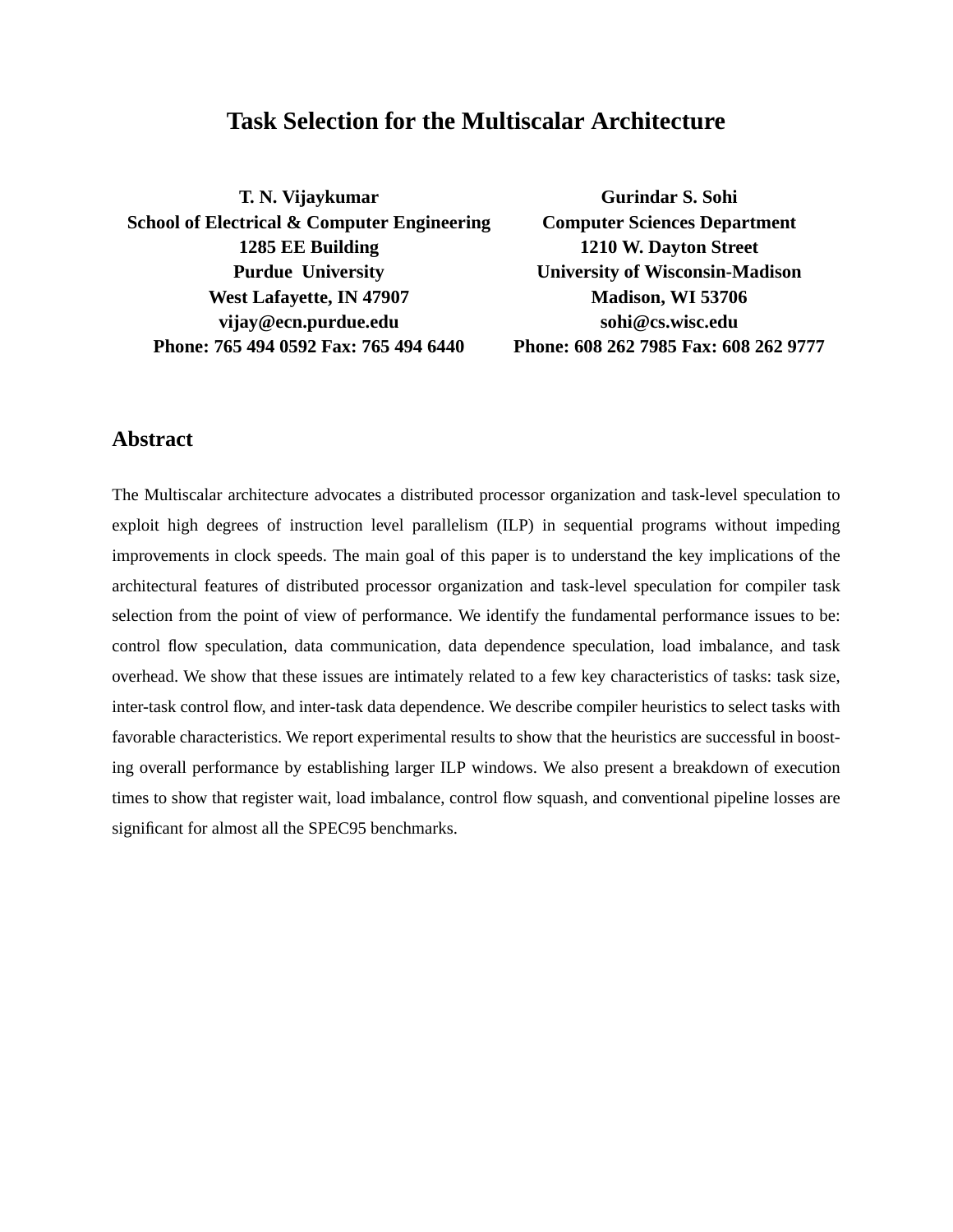# Task Selection for the Multiscalar Architecture

**T. N. Vijaykumar**
**School of Electrical & Computer Engineering**
**1285 EE Building**
**Purdue University**
**West Lafayette, IN 47907**
**vijay@ecn.purdue.edu**
**Phone: 765 494 0592 Fax: 765 494 6440**

**Gurindar S. Sohi**
**Computer Sciences Department**
**1210 W. Dayton Street**
**University of Wisconsin-Madison**
**Madison, WI 53706**
**sohi@cs.wisc.edu**
**Phone: 608 262 7985 Fax: 608 262 9777**

## Abstract

The Multiscalar architecture advocates a distributed processor organization and task-level speculation to exploit high degrees of instruction level parallelism (ILP) in sequential programs without impeding improvements in clock speeds. The main goal of this paper is to understand the key implications of the architectural features of distributed processor organization and task-level speculation for compiler task selection from the point of view of performance. We identify the fundamental performance issues to be: control flow speculation, data communication, data dependence speculation, load imbalance, and task overhead. We show that these issues are intimately related to a few key characteristics of tasks: task size, inter-task control flow, and inter-task data dependence. We describe compiler heuristics to select tasks with favorable characteristics. We report experimental results to show that the heuristics are successful in boosting overall performance by establishing larger ILP windows. We also present a breakdown of execution times to show that register wait, load imbalance, control flow squash, and conventional pipeline losses are significant for almost all the SPEC95 benchmarks.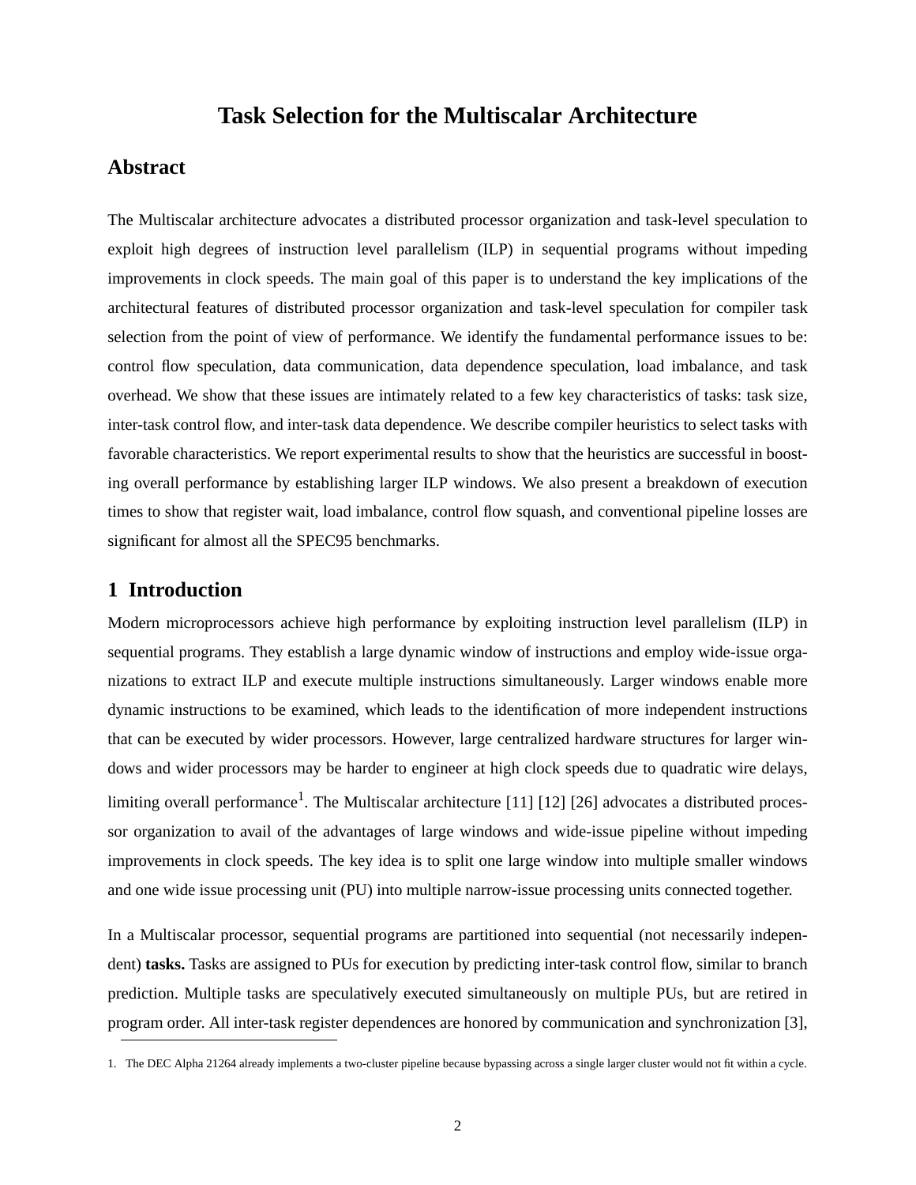# Task Selection for the Multiscalar Architecture

## Abstract

The Multiscalar architecture advocates a distributed processor organization and task-level speculation to exploit high degrees of instruction level parallelism (ILP) in sequential programs without impeding improvements in clock speeds. The main goal of this paper is to understand the key implications of the architectural features of distributed processor organization and task-level speculation for compiler task selection from the point of view of performance. We identify the fundamental performance issues to be: control flow speculation, data communication, data dependence speculation, load imbalance, and task overhead. We show that these issues are intimately related to a few key characteristics of tasks: task size, inter-task control flow, and inter-task data dependence. We describe compiler heuristics to select tasks with favorable characteristics. We report experimental results to show that the heuristics are successful in boosting overall performance by establishing larger ILP windows. We also present a breakdown of execution times to show that register wait, load imbalance, control flow squash, and conventional pipeline losses are significant for almost all the SPEC95 benchmarks.

## 1 Introduction

Modern microprocessors achieve high performance by exploiting instruction level parallelism (ILP) in sequential programs. They establish a large dynamic window of instructions and employ wide-issue organizations to extract ILP and execute multiple instructions simultaneously. Larger windows enable more dynamic instructions to be examined, which leads to the identification of more independent instructions that can be executed by wider processors. However, large centralized hardware structures for larger windows and wider processors may be harder to engineer at high clock speeds due to quadratic wire delays, limiting overall performance[1]. The Multiscalar architecture [11] [12] [26] advocates a distributed processor organization to avail of the advantages of large windows and wide-issue pipeline without impeding improvements in clock speeds. The key idea is to split one large window into multiple smaller windows and one wide issue processing unit (PU) into multiple narrow-issue processing units connected together.

In a Multiscalar processor, sequential programs are partitioned into sequential (not necessarily independent) **tasks.** Tasks are assigned to PUs for execution by predicting inter-task control flow, similar to branch prediction. Multiple tasks are speculatively executed simultaneously on multiple PUs, but are retired in program order. All inter-task register dependences are honored by communication and synchronization [3],

1. The DEC Alpha 21264 already implements a two-cluster pipeline because bypassing across a single larger cluster would not fit within a cycle.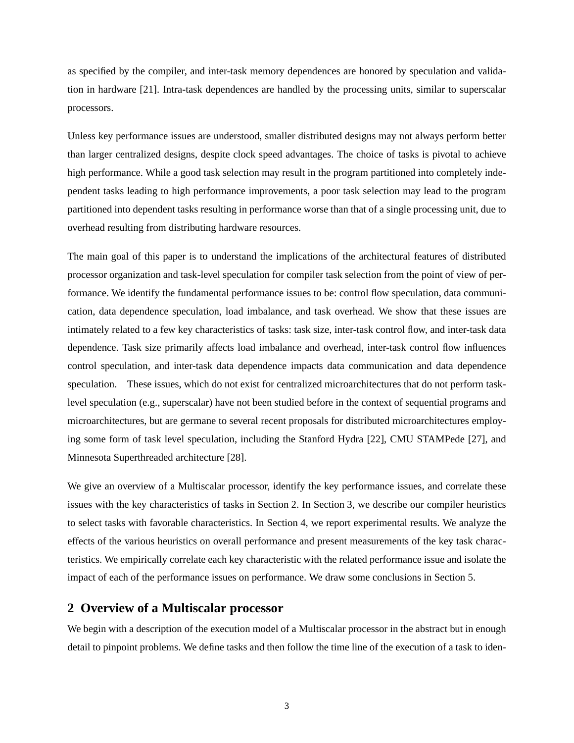as specified by the compiler, and inter-task memory dependences are honored by speculation and validation in hardware [21]. Intra-task dependences are handled by the processing units, similar to superscalar processors.

Unless key performance issues are understood, smaller distributed designs may not always perform better than larger centralized designs, despite clock speed advantages. The choice of tasks is pivotal to achieve high performance. While a good task selection may result in the program partitioned into completely independent tasks leading to high performance improvements, a poor task selection may lead to the program partitioned into dependent tasks resulting in performance worse than that of a single processing unit, due to overhead resulting from distributing hardware resources.

The main goal of this paper is to understand the implications of the architectural features of distributed processor organization and task-level speculation for compiler task selection from the point of view of performance. We identify the fundamental performance issues to be: control flow speculation, data communication, data dependence speculation, load imbalance, and task overhead. We show that these issues are intimately related to a few key characteristics of tasks: task size, inter-task control flow, and inter-task data dependence. Task size primarily affects load imbalance and overhead, inter-task control flow influences control speculation, and inter-task data dependence impacts data communication and data dependence speculation. These issues, which do not exist for centralized microarchitectures that do not perform task-level speculation (e.g., superscalar) have not been studied before in the context of sequential programs and microarchitectures, but are germane to several recent proposals for distributed microarchitectures employing some form of task level speculation, including the Stanford Hydra [22], CMU STAMPede [27], and Minnesota Superthreaded architecture [28].

We give an overview of a Multiscalar processor, identify the key performance issues, and correlate these issues with the key characteristics of tasks in Section 2. In Section 3, we describe our compiler heuristics to select tasks with favorable characteristics. In Section 4, we report experimental results. We analyze the effects of the various heuristics on overall performance and present measurements of the key task characteristics. We empirically correlate each key characteristic with the related performance issue and isolate the impact of each of the performance issues on performance. We draw some conclusions in Section 5.

## 2 Overview of a Multiscalar processor

We begin with a description of the execution model of a Multiscalar processor in the abstract but in enough detail to pinpoint problems. We define tasks and then follow the time line of the execution of a task to iden-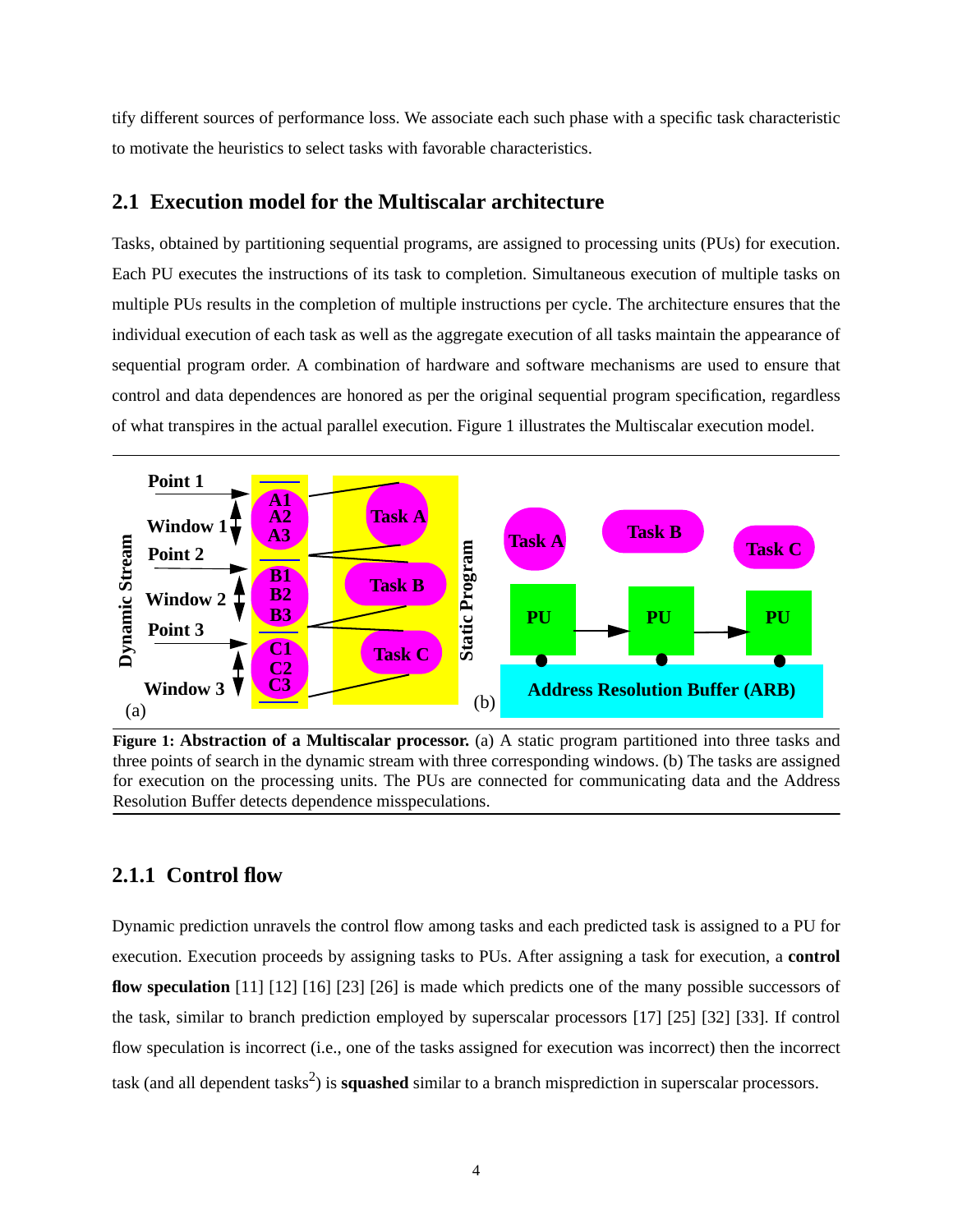tify different sources of performance loss. We associate each such phase with a specific task characteristic to motivate the heuristics to select tasks with favorable characteristics.

## 2.1 Execution model for the Multiscalar architecture

Tasks, obtained by partitioning sequential programs, are assigned to processing units (PUs) for execution. Each PU executes the instructions of its task to completion. Simultaneous execution of multiple tasks on multiple PUs results in the completion of multiple instructions per cycle. The architecture ensures that the individual execution of each task as well as the aggregate execution of all tasks maintain the appearance of sequential program order. A combination of hardware and software mechanisms are used to ensure that control and data dependences are honored as per the original sequential program specification, regardless of what transpires in the actual parallel execution. Figure 1 illustrates the Multiscalar execution model.

**Figure 1: Abstraction of a Multiscalar processor.** (a) A static program partitioned into three tasks and three points of search in the dynamic stream with three corresponding windows. (b) The tasks are assigned for execution on the processing units. The PUs are connected for communicating data and the Address Resolution Buffer detects dependence misspeculations.

### 2.1.1 Control flow

Dynamic prediction unravels the control flow among tasks and each predicted task is assigned to a PU for execution. Execution proceeds by assigning tasks to PUs. After assigning a task for execution, a **control flow speculation** [11] [12] [16] [23] [26] is made which predicts one of the many possible successors of the task, similar to branch prediction employed by superscalar processors [17] [25] [32] [33]. If control flow speculation is incorrect (i.e., one of the tasks assigned for execution was incorrect) then the incorrect task (and all dependent tasks[2]) is **squashed** similar to a branch misprediction in superscalar processors.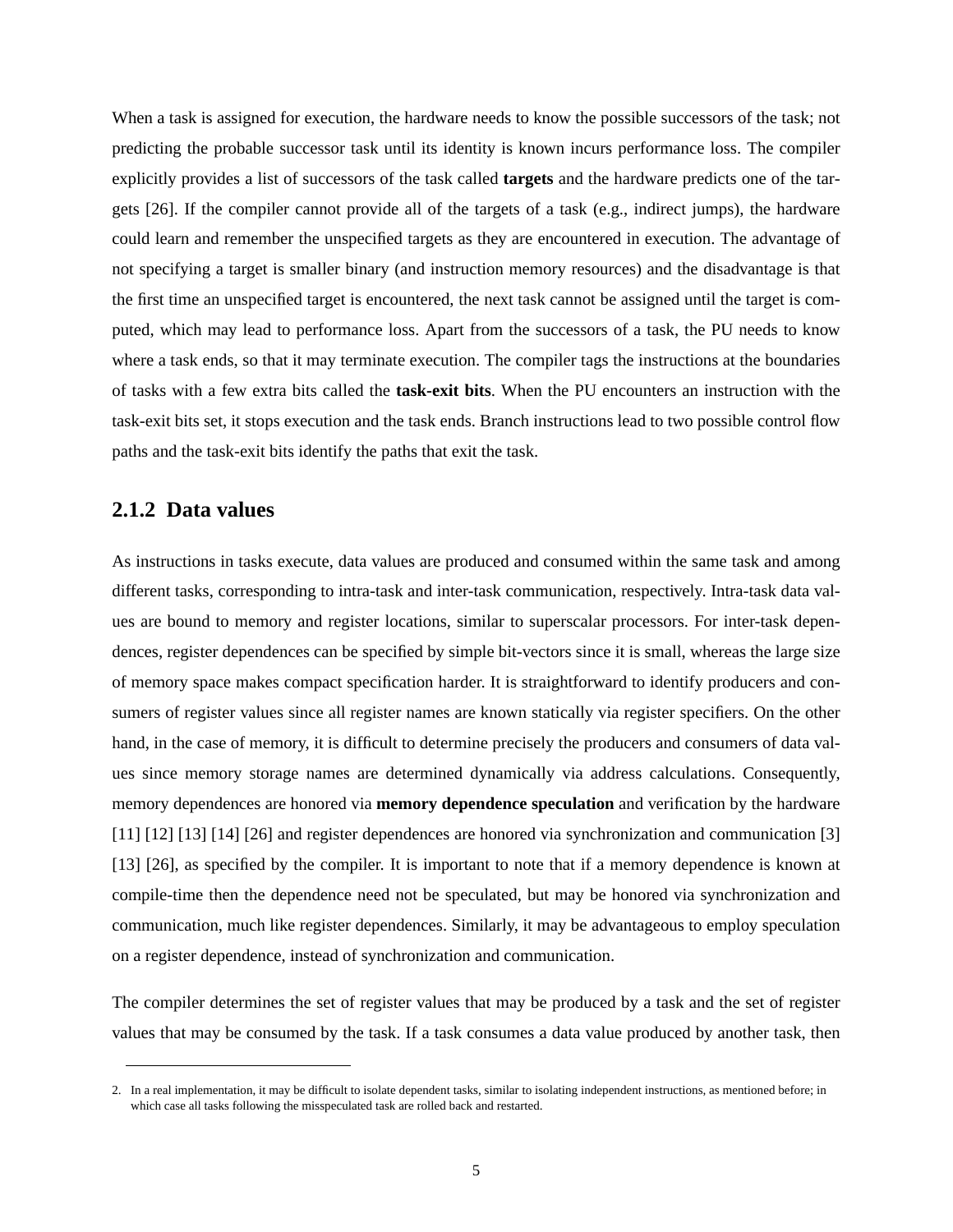When a task is assigned for execution, the hardware needs to know the possible successors of the task; not predicting the probable successor task until its identity is known incurs performance loss. The compiler explicitly provides a list of successors of the task called **targets** and the hardware predicts one of the targets [26]. If the compiler cannot provide all of the targets of a task (e.g., indirect jumps), the hardware could learn and remember the unspecified targets as they are encountered in execution. The advantage of not specifying a target is smaller binary (and instruction memory resources) and the disadvantage is that the first time an unspecified target is encountered, the next task cannot be assigned until the target is computed, which may lead to performance loss. Apart from the successors of a task, the PU needs to know where a task ends, so that it may terminate execution. The compiler tags the instructions at the boundaries of tasks with a few extra bits called the **task-exit bits**. When the PU encounters an instruction with the task-exit bits set, it stops execution and the task ends. Branch instructions lead to two possible control flow paths and the task-exit bits identify the paths that exit the task.

### 2.1.2 Data values

As instructions in tasks execute, data values are produced and consumed within the same task and among different tasks, corresponding to intra-task and inter-task communication, respectively. Intra-task data values are bound to memory and register locations, similar to superscalar processors. For inter-task dependences, register dependences can be specified by simple bit-vectors since it is small, whereas the large size of memory space makes compact specification harder. It is straightforward to identify producers and consumers of register values since all register names are known statically via register specifiers. On the other hand, in the case of memory, it is difficult to determine precisely the producers and consumers of data values since memory storage names are determined dynamically via address calculations. Consequently, memory dependences are honored via **memory dependence speculation** and verification by the hardware [11] [12] [13] [14] [26] and register dependences are honored via synchronization and communication [3] [13] [26], as specified by the compiler. It is important to note that if a memory dependence is known at compile-time then the dependence need not be speculated, but may be honored via synchronization and communication, much like register dependences. Similarly, it may be advantageous to employ speculation on a register dependence, instead of synchronization and communication.

The compiler determines the set of register values that may be produced by a task and the set of register values that may be consumed by the task. If a task consumes a data value produced by another task, then

---

2. In a real implementation, it may be difficult to isolate dependent tasks, similar to isolating independent instructions, as mentioned before; in which case all tasks following the misspeculated task are rolled back and restarted.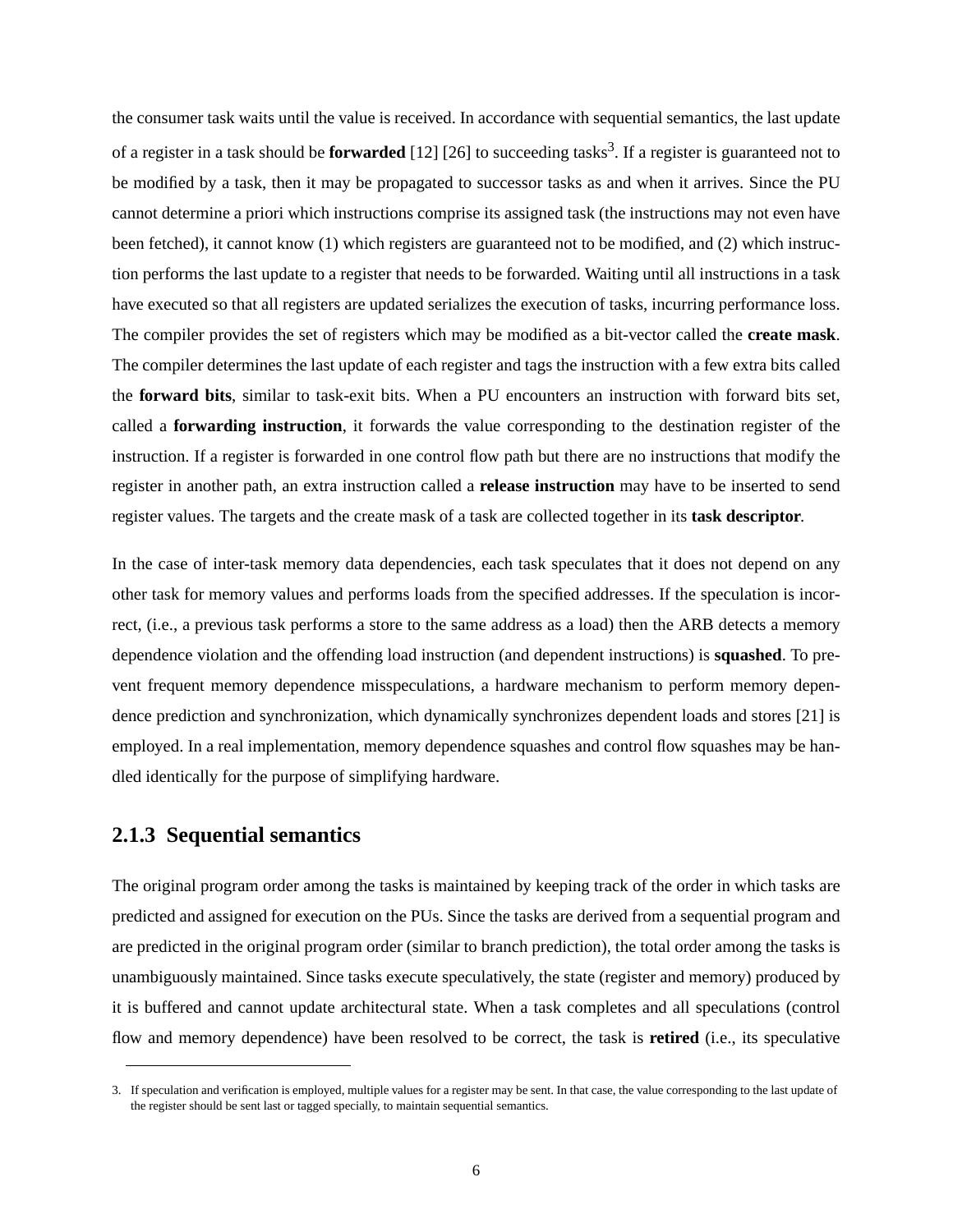the consumer task waits until the value is received. In accordance with sequential semantics, the last update of a register in a task should be **forwarded** [12] [26] to succeeding tasks[3]. If a register is guaranteed not to be modified by a task, then it may be propagated to successor tasks as and when it arrives. Since the PU cannot determine a priori which instructions comprise its assigned task (the instructions may not even have been fetched), it cannot know (1) which registers are guaranteed not to be modified, and (2) which instruction performs the last update to a register that needs to be forwarded. Waiting until all instructions in a task have executed so that all registers are updated serializes the execution of tasks, incurring performance loss. The compiler provides the set of registers which may be modified as a bit-vector called the **create mask**. The compiler determines the last update of each register and tags the instruction with a few extra bits called the **forward bits**, similar to task-exit bits. When a PU encounters an instruction with forward bits set, called a **forwarding instruction**, it forwards the value corresponding to the destination register of the instruction. If a register is forwarded in one control flow path but there are no instructions that modify the register in another path, an extra instruction called a **release instruction** may have to be inserted to send register values. The targets and the create mask of a task are collected together in its **task descriptor**.

In the case of inter-task memory data dependencies, each task speculates that it does not depend on any other task for memory values and performs loads from the specified addresses. If the speculation is incorrect, (i.e., a previous task performs a store to the same address as a load) then the ARB detects a memory dependence violation and the offending load instruction (and dependent instructions) is **squashed**. To prevent frequent memory dependence misspeculations, a hardware mechanism to perform memory dependence prediction and synchronization, which dynamically synchronizes dependent loads and stores [21] is employed. In a real implementation, memory dependence squashes and control flow squashes may be handled identically for the purpose of simplifying hardware.

### 2.1.3 Sequential semantics

The original program order among the tasks is maintained by keeping track of the order in which tasks are predicted and assigned for execution on the PUs. Since the tasks are derived from a sequential program and are predicted in the original program order (similar to branch prediction), the total order among the tasks is unambiguously maintained. Since tasks execute speculatively, the state (register and memory) produced by it is buffered and cannot update architectural state. When a task completes and all speculations (control flow and memory dependence) have been resolved to be correct, the task is **retired** (i.e., its speculative

3. If speculation and verification is employed, multiple values for a register may be sent. In that case, the value corresponding to the last update of the register should be sent last or tagged specially, to maintain sequential semantics.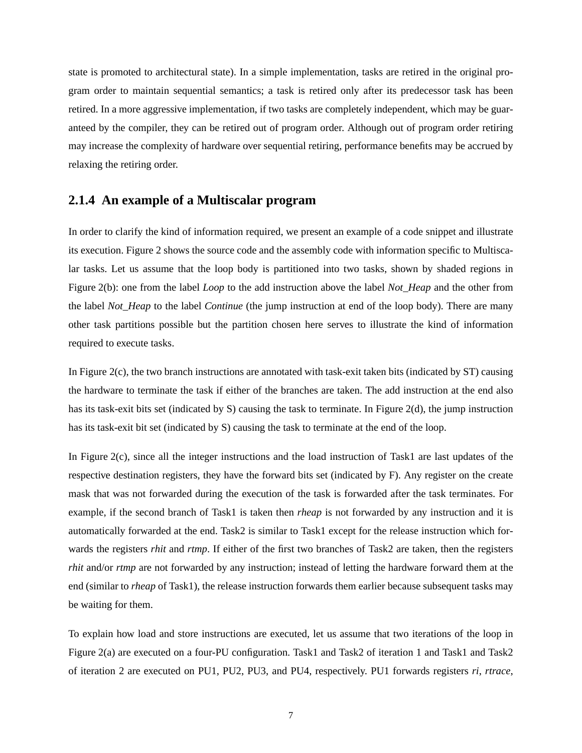state is promoted to architectural state). In a simple implementation, tasks are retired in the original program order to maintain sequential semantics; a task is retired only after its predecessor task has been retired. In a more aggressive implementation, if two tasks are completely independent, which may be guaranteed by the compiler, they can be retired out of program order. Although out of program order retiring may increase the complexity of hardware over sequential retiring, performance benefits may be accrued by relaxing the retiring order.

### 2.1.4 An example of a Multiscalar program

In order to clarify the kind of information required, we present an example of a code snippet and illustrate its execution. Figure 2 shows the source code and the assembly code with information specific to Multiscalar tasks. Let us assume that the loop body is partitioned into two tasks, shown by shaded regions in Figure 2(b): one from the label *Loop* to the add instruction above the label *Not_Heap* and the other from the label *Not_Heap* to the label *Continue* (the jump instruction at end of the loop body). There are many other task partitions possible but the partition chosen here serves to illustrate the kind of information required to execute tasks.

In Figure 2(c), the two branch instructions are annotated with task-exit taken bits (indicated by ST) causing the hardware to terminate the task if either of the branches are taken. The add instruction at the end also has its task-exit bits set (indicated by S) causing the task to terminate. In Figure 2(d), the jump instruction has its task-exit bit set (indicated by S) causing the task to terminate at the end of the loop.

In Figure 2(c), since all the integer instructions and the load instruction of Task1 are last updates of the respective destination registers, they have the forward bits set (indicated by F). Any register on the create mask that was not forwarded during the execution of the task is forwarded after the task terminates. For example, if the second branch of Task1 is taken then *rheap* is not forwarded by any instruction and it is automatically forwarded at the end. Task2 is similar to Task1 except for the release instruction which forwards the registers *rhit* and *rtmp*. If either of the first two branches of Task2 are taken, then the registers *rhit* and/or *rtmp* are not forwarded by any instruction; instead of letting the hardware forward them at the end (similar to *rheap* of Task1), the release instruction forwards them earlier because subsequent tasks may be waiting for them.

To explain how load and store instructions are executed, let us assume that two iterations of the loop in Figure 2(a) are executed on a four-PU configuration. Task1 and Task2 of iteration 1 and Task1 and Task2 of iteration 2 are executed on PU1, PU2, PU3, and PU4, respectively. PU1 forwards registers *ri*, *rtrace*,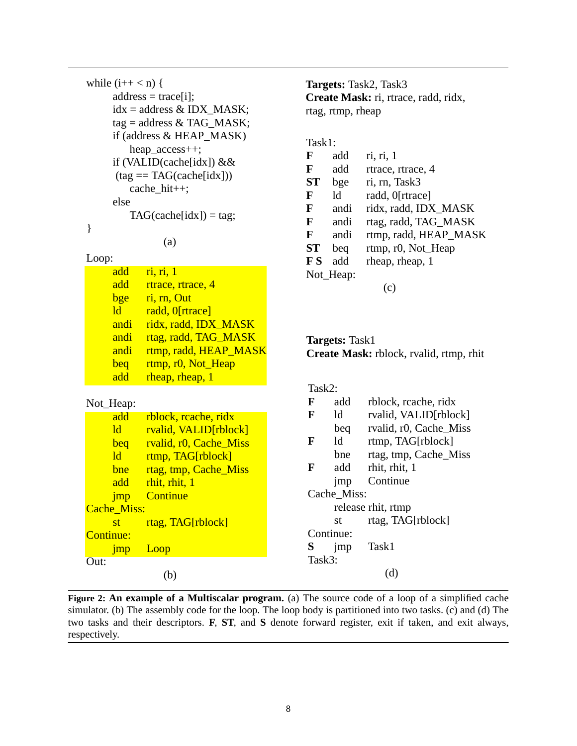```
while (i++ < n) {
        address = trace[i];
        idx = address & IDX_MASK;
        tag = address & TAG_MASK;
        if (address & HEAP_MASK)
            heap_access++;
        if (VALID(cache[idx]) &&
         (tag == TAG(cache[idx]))
            cache_hit++;
        else
            TAG(cache[idx]) = tag;
}
```

(a)

```
Loop:
        add     ri, ri, 1
        add     rtrace, rtrace, 4
        bge     ri, rn, Out
        ld      radd, 0[rtrace]
        andi    ridx, radd, IDX_MASK
        andi    rtag, radd, TAG_MASK
        andi    rtmp, radd, HEAP_MASK
        beq     rtmp, r0, Not_Heap
        add     rheap, rheap, 1

Not_Heap:
        add     rblock, rcache, ridx
        ld      rvalid, VALID[rblock]
        beq     rvalid, r0, Cache_Miss
        ld      rtmp, TAG[rblock]
        bne     rtag, tmp, Cache_Miss
        add     rhit, rhit, 1
        jmp     Continue
Cache_Miss:
        st      rtag, TAG[rblock]
Continue:
        jmp     Loop
Out:
```

(b)

**Targets:** Task2, Task3
**Create Mask:** ri, rtrace, radd, ridx, rtag, rtmp, rheap

```
Task1:
F       add     ri, ri, 1
F       add     rtrace, rtrace, 4
ST      bge     ri, rn, Task3
F       ld      radd, 0[rtrace]
F       andi    ridx, radd, IDX_MASK
F       andi    rtag, radd, TAG_MASK
F       andi    rtmp, radd, HEAP_MASK
ST      beq     rtmp, r0, Not_Heap
F S     add     rheap, rheap, 1
Not_Heap:
```

(c)

**Targets:** Task1
**Create Mask:** rblock, rvalid, rtmp, rhit

```
Task2:
F       add     rblock, rcache, ridx
F       ld      rvalid, VALID[rblock]
        beq     rvalid, r0, Cache_Miss
F       ld      rtmp, TAG[rblock]
        bne     rtag, tmp, Cache_Miss
F       add     rhit, rhit, 1
        jmp     Continue
Cache_Miss:
        release rhit, rtmp
        st      rtag, TAG[rblock]
Continue:
S       jmp     Task1
Task3:
```

(d)

**Figure 2: An example of a Multiscalar program.** (a) The source code of a loop of a simplified cache simulator. (b) The assembly code for the loop. The loop body is partitioned into two tasks. (c) and (d) The two tasks and their descriptors. **F**, **ST**, and **S** denote forward register, exit if taken, and exit always, respectively.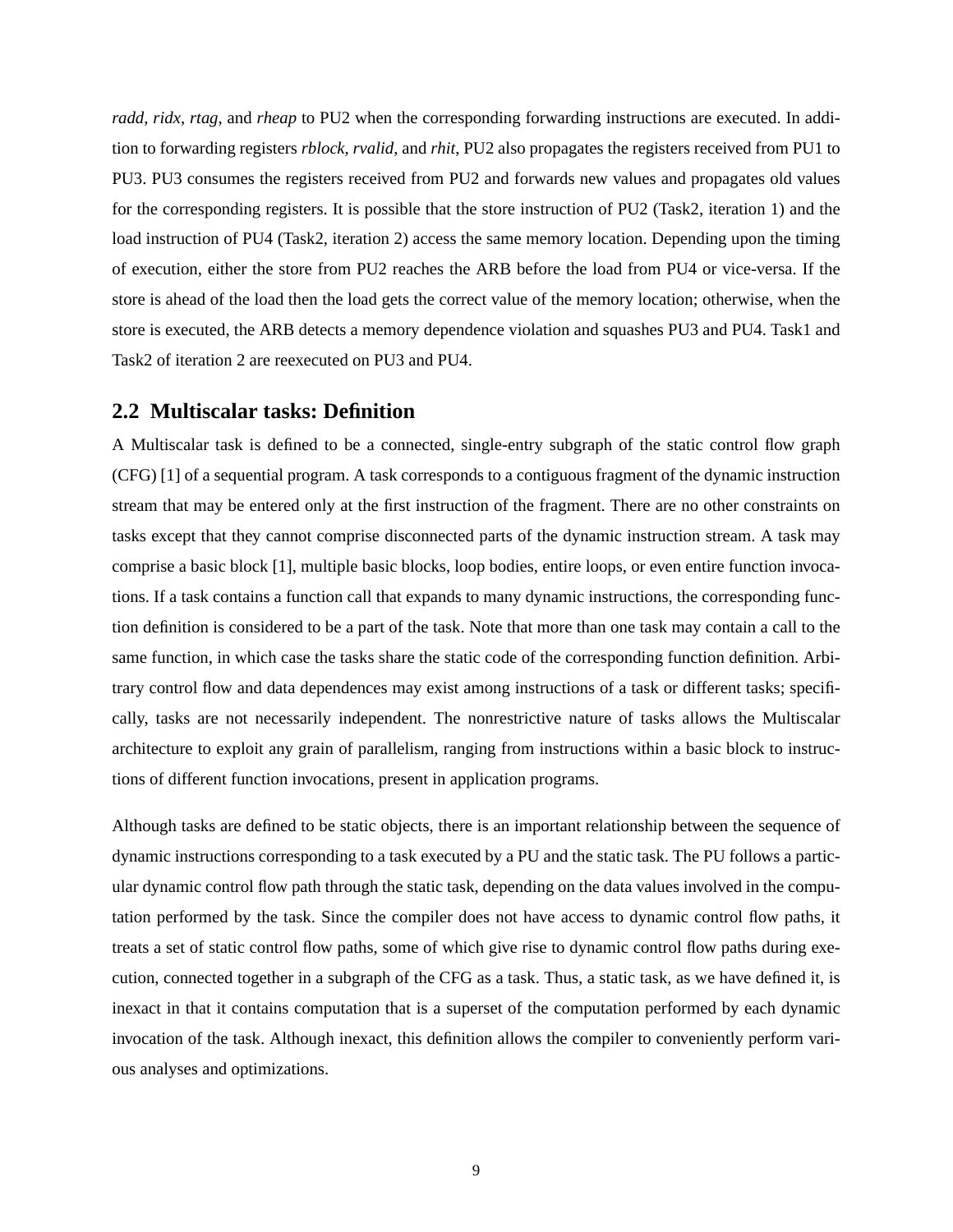*radd*, *ridx*, *rtag*, and *rheap* to PU2 when the corresponding forwarding instructions are executed. In addition to forwarding registers *rblock*, *rvalid*, and *rhit*, PU2 also propagates the registers received from PU1 to PU3. PU3 consumes the registers received from PU2 and forwards new values and propagates old values for the corresponding registers. It is possible that the store instruction of PU2 (Task2, iteration 1) and the load instruction of PU4 (Task2, iteration 2) access the same memory location. Depending upon the timing of execution, either the store from PU2 reaches the ARB before the load from PU4 or vice-versa. If the store is ahead of the load then the load gets the correct value of the memory location; otherwise, when the store is executed, the ARB detects a memory dependence violation and squashes PU3 and PU4. Task1 and Task2 of iteration 2 are reexecuted on PU3 and PU4.

## 2.2 Multiscalar tasks: Definition

A Multiscalar task is defined to be a connected, single-entry subgraph of the static control flow graph (CFG) [1] of a sequential program. A task corresponds to a contiguous fragment of the dynamic instruction stream that may be entered only at the first instruction of the fragment. There are no other constraints on tasks except that they cannot comprise disconnected parts of the dynamic instruction stream. A task may comprise a basic block [1], multiple basic blocks, loop bodies, entire loops, or even entire function invocations. If a task contains a function call that expands to many dynamic instructions, the corresponding function definition is considered to be a part of the task. Note that more than one task may contain a call to the same function, in which case the tasks share the static code of the corresponding function definition. Arbitrary control flow and data dependences may exist among instructions of a task or different tasks; specifically, tasks are not necessarily independent. The nonrestrictive nature of tasks allows the Multiscalar architecture to exploit any grain of parallelism, ranging from instructions within a basic block to instructions of different function invocations, present in application programs.

Although tasks are defined to be static objects, there is an important relationship between the sequence of dynamic instructions corresponding to a task executed by a PU and the static task. The PU follows a particular dynamic control flow path through the static task, depending on the data values involved in the computation performed by the task. Since the compiler does not have access to dynamic control flow paths, it treats a set of static control flow paths, some of which give rise to dynamic control flow paths during execution, connected together in a subgraph of the CFG as a task. Thus, a static task, as we have defined it, is inexact in that it contains computation that is a superset of the computation performed by each dynamic invocation of the task. Although inexact, this definition allows the compiler to conveniently perform various analyses and optimizations.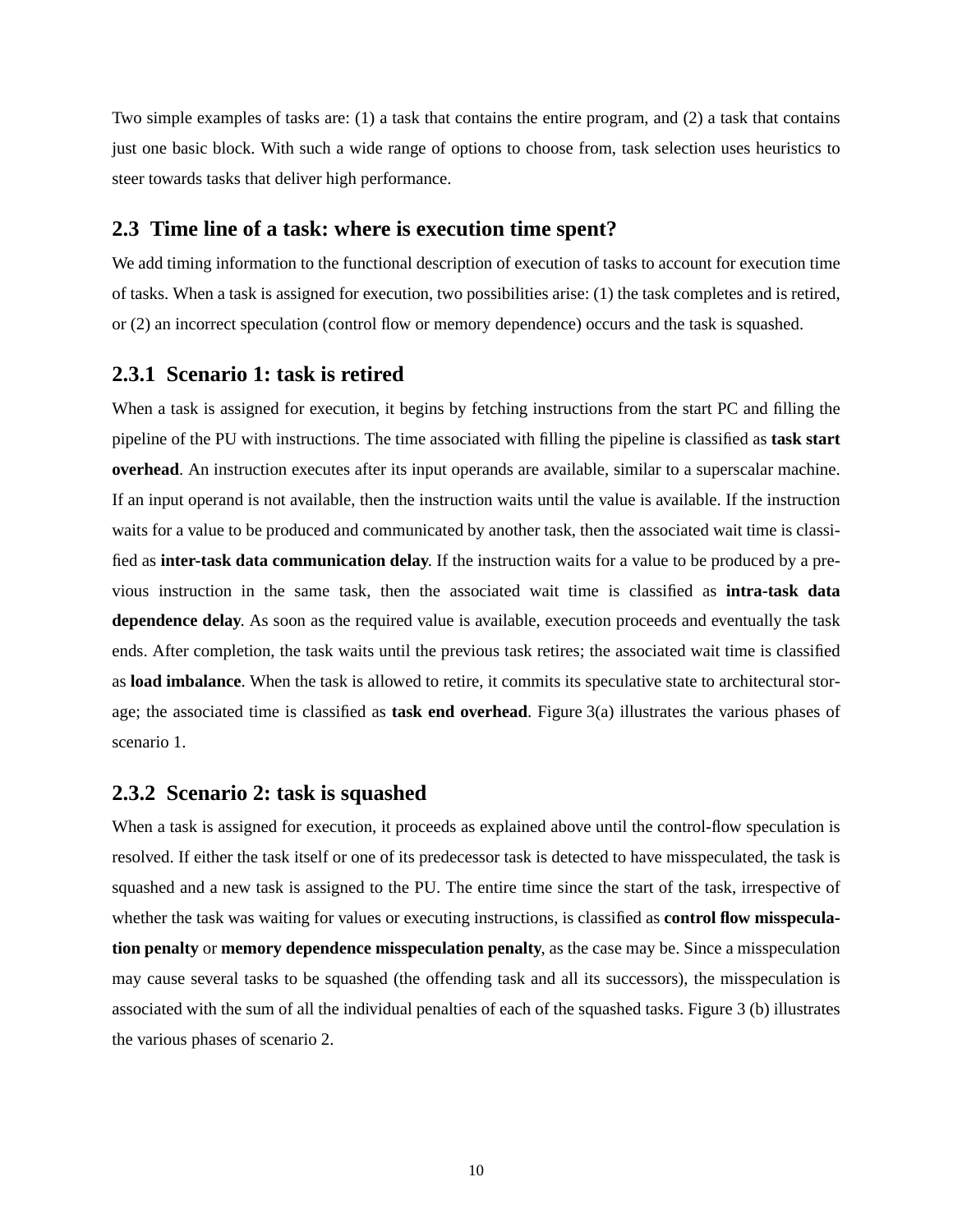Two simple examples of tasks are: (1) a task that contains the entire program, and (2) a task that contains just one basic block. With such a wide range of options to choose from, task selection uses heuristics to steer towards tasks that deliver high performance.

## 2.3 Time line of a task: where is execution time spent?

We add timing information to the functional description of execution of tasks to account for execution time of tasks. When a task is assigned for execution, two possibilities arise: (1) the task completes and is retired, or (2) an incorrect speculation (control flow or memory dependence) occurs and the task is squashed.

### 2.3.1 Scenario 1: task is retired

When a task is assigned for execution, it begins by fetching instructions from the start PC and filling the pipeline of the PU with instructions. The time associated with filling the pipeline is classified as **task start overhead**. An instruction executes after its input operands are available, similar to a superscalar machine. If an input operand is not available, then the instruction waits until the value is available. If the instruction waits for a value to be produced and communicated by another task, then the associated wait time is classified as **inter-task data communication delay**. If the instruction waits for a value to be produced by a previous instruction in the same task, then the associated wait time is classified as **intra-task data dependence delay**. As soon as the required value is available, execution proceeds and eventually the task ends. After completion, the task waits until the previous task retires; the associated wait time is classified as **load imbalance**. When the task is allowed to retire, it commits its speculative state to architectural storage; the associated time is classified as **task end overhead**. Figure 3(a) illustrates the various phases of scenario 1.

### 2.3.2 Scenario 2: task is squashed

When a task is assigned for execution, it proceeds as explained above until the control-flow speculation is resolved. If either the task itself or one of its predecessor task is detected to have misspeculated, the task is squashed and a new task is assigned to the PU. The entire time since the start of the task, irrespective of whether the task was waiting for values or executing instructions, is classified as **control flow misspeculation penalty** or **memory dependence misspeculation penalty**, as the case may be. Since a misspeculation may cause several tasks to be squashed (the offending task and all its successors), the misspeculation is associated with the sum of all the individual penalties of each of the squashed tasks. Figure 3 (b) illustrates the various phases of scenario 2.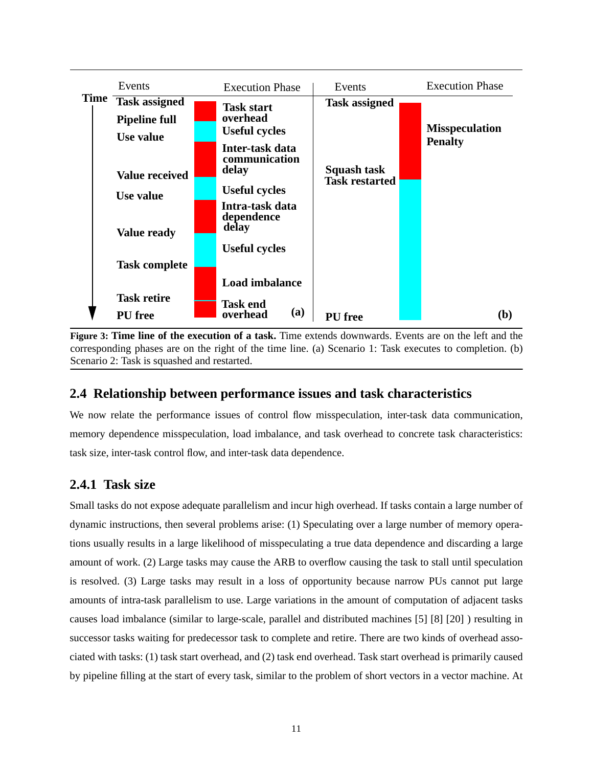| Time | Events | Execution Phase | Events | Execution Phase |
|---|---|---|---|---|
| | **Task assigned** | **Task start overhead** | **Task assigned** | |
| | **Pipeline full** | **Useful cycles** | | **Misspeculation Penalty** |
| | **Use value** | **Inter-task data communication delay** | | |
| | **Value received** | **Useful cycles** | **Squash task Task restarted** | |
| | **Use value** | **Intra-task data dependence delay** | | |
| | **Value ready** | **Useful cycles** | | |
| | **Task complete** | **Load imbalance** | | |
| | **Task retire** | **Task end overhead** | | |
| | **PU free** | **(a)** | **PU free** | **(b)** |

**Figure 3: Time line of the execution of a task.** Time extends downwards. Events are on the left and the corresponding phases are on the right of the time line. (a) Scenario 1: Task executes to completion. (b) Scenario 2: Task is squashed and restarted.

## 2.4 Relationship between performance issues and task characteristics

We now relate the performance issues of control flow misspeculation, inter-task data communication, memory dependence misspeculation, load imbalance, and task overhead to concrete task characteristics: task size, inter-task control flow, and inter-task data dependence.

### 2.4.1 Task size

Small tasks do not expose adequate parallelism and incur high overhead. If tasks contain a large number of dynamic instructions, then several problems arise: (1) Speculating over a large number of memory operations usually results in a large likelihood of misspeculating a true data dependence and discarding a large amount of work. (2) Large tasks may cause the ARB to overflow causing the task to stall until speculation is resolved. (3) Large tasks may result in a loss of opportunity because narrow PUs cannot put large amounts of intra-task parallelism to use. Large variations in the amount of computation of adjacent tasks causes load imbalance (similar to large-scale, parallel and distributed machines [5] [8] [20] ) resulting in successor tasks waiting for predecessor task to complete and retire. There are two kinds of overhead associated with tasks: (1) task start overhead, and (2) task end overhead. Task start overhead is primarily caused by pipeline filling at the start of every task, similar to the problem of short vectors in a vector machine. At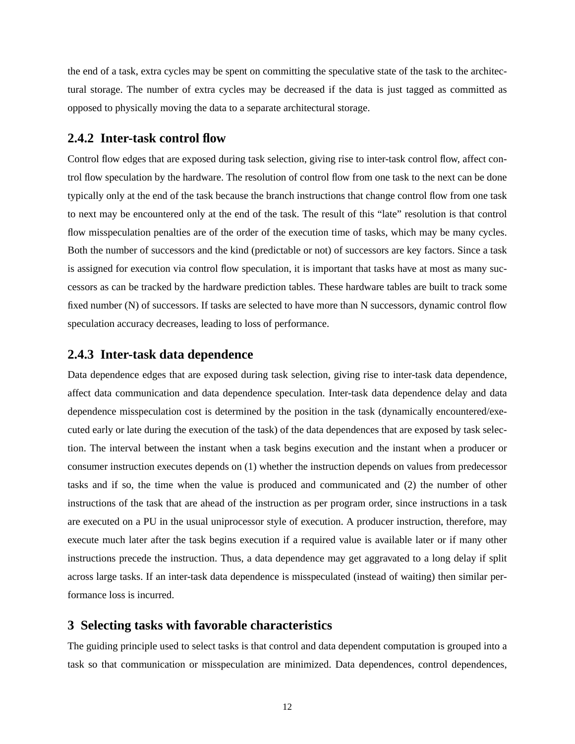the end of a task, extra cycles may be spent on committing the speculative state of the task to the architectural storage. The number of extra cycles may be decreased if the data is just tagged as committed as opposed to physically moving the data to a separate architectural storage.

### 2.4.2 Inter-task control flow

Control flow edges that are exposed during task selection, giving rise to inter-task control flow, affect control flow speculation by the hardware. The resolution of control flow from one task to the next can be done typically only at the end of the task because the branch instructions that change control flow from one task to next may be encountered only at the end of the task. The result of this "late" resolution is that control flow misspeculation penalties are of the order of the execution time of tasks, which may be many cycles. Both the number of successors and the kind (predictable or not) of successors are key factors. Since a task is assigned for execution via control flow speculation, it is important that tasks have at most as many successors as can be tracked by the hardware prediction tables. These hardware tables are built to track some fixed number (N) of successors. If tasks are selected to have more than N successors, dynamic control flow speculation accuracy decreases, leading to loss of performance.

### 2.4.3 Inter-task data dependence

Data dependence edges that are exposed during task selection, giving rise to inter-task data dependence, affect data communication and data dependence speculation. Inter-task data dependence delay and data dependence misspeculation cost is determined by the position in the task (dynamically encountered/executed early or late during the execution of the task) of the data dependences that are exposed by task selection. The interval between the instant when a task begins execution and the instant when a producer or consumer instruction executes depends on (1) whether the instruction depends on values from predecessor tasks and if so, the time when the value is produced and communicated and (2) the number of other instructions of the task that are ahead of the instruction as per program order, since instructions in a task are executed on a PU in the usual uniprocessor style of execution. A producer instruction, therefore, may execute much later after the task begins execution if a required value is available later or if many other instructions precede the instruction. Thus, a data dependence may get aggravated to a long delay if split across large tasks. If an inter-task data dependence is misspeculated (instead of waiting) then similar performance loss is incurred.

## 3 Selecting tasks with favorable characteristics

The guiding principle used to select tasks is that control and data dependent computation is grouped into a task so that communication or misspeculation are minimized. Data dependences, control dependences,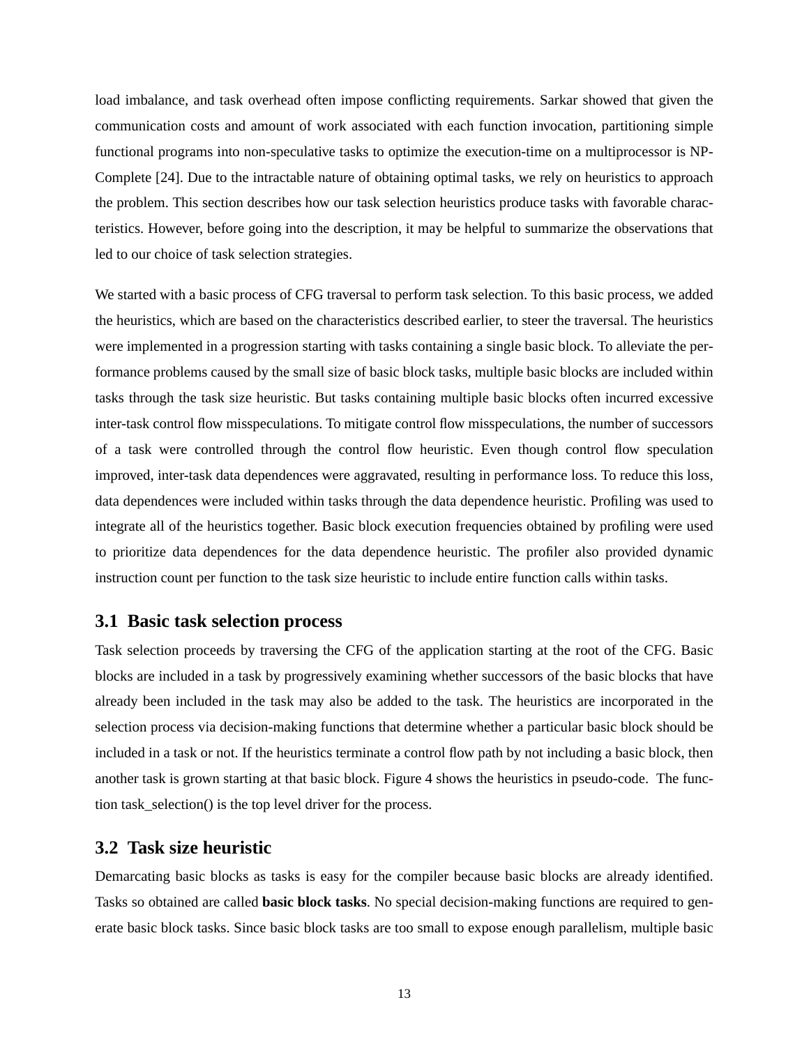load imbalance, and task overhead often impose conflicting requirements. Sarkar showed that given the communication costs and amount of work associated with each function invocation, partitioning simple functional programs into non-speculative tasks to optimize the execution-time on a multiprocessor is NP-Complete [24]. Due to the intractable nature of obtaining optimal tasks, we rely on heuristics to approach the problem. This section describes how our task selection heuristics produce tasks with favorable characteristics. However, before going into the description, it may be helpful to summarize the observations that led to our choice of task selection strategies.

We started with a basic process of CFG traversal to perform task selection. To this basic process, we added the heuristics, which are based on the characteristics described earlier, to steer the traversal. The heuristics were implemented in a progression starting with tasks containing a single basic block. To alleviate the performance problems caused by the small size of basic block tasks, multiple basic blocks are included within tasks through the task size heuristic. But tasks containing multiple basic blocks often incurred excessive inter-task control flow misspeculations. To mitigate control flow misspeculations, the number of successors of a task were controlled through the control flow heuristic. Even though control flow speculation improved, inter-task data dependences were aggravated, resulting in performance loss. To reduce this loss, data dependences were included within tasks through the data dependence heuristic. Profiling was used to integrate all of the heuristics together. Basic block execution frequencies obtained by profiling were used to prioritize data dependences for the data dependence heuristic. The profiler also provided dynamic instruction count per function to the task size heuristic to include entire function calls within tasks.

## 3.1 Basic task selection process

Task selection proceeds by traversing the CFG of the application starting at the root of the CFG. Basic blocks are included in a task by progressively examining whether successors of the basic blocks that have already been included in the task may also be added to the task. The heuristics are incorporated in the selection process via decision-making functions that determine whether a particular basic block should be included in a task or not. If the heuristics terminate a control flow path by not including a basic block, then another task is grown starting at that basic block. Figure 4 shows the heuristics in pseudo-code. The function task_selection() is the top level driver for the process.

## 3.2 Task size heuristic

Demarcating basic blocks as tasks is easy for the compiler because basic blocks are already identified. Tasks so obtained are called **basic block tasks**. No special decision-making functions are required to generate basic block tasks. Since basic block tasks are too small to expose enough parallelism, multiple basic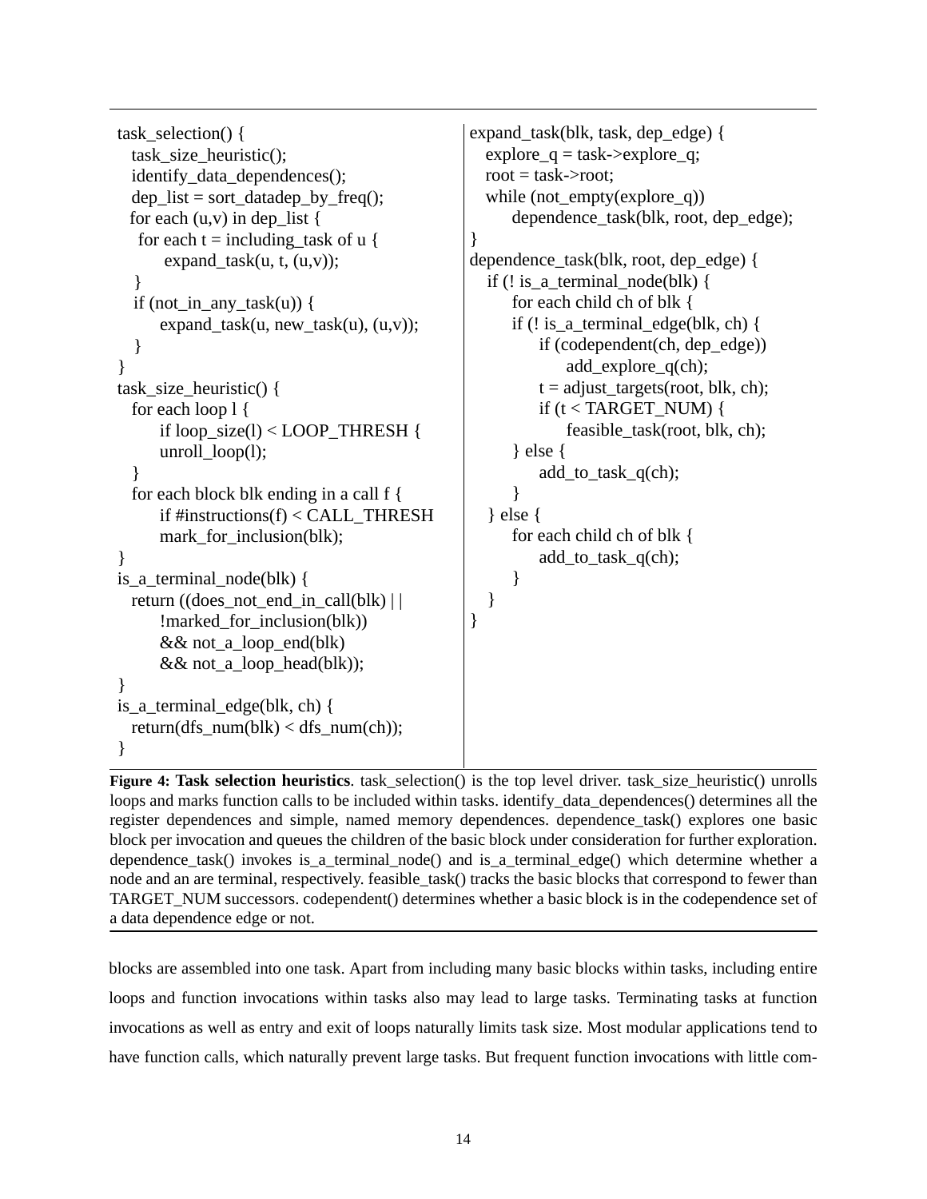```
task_selection() {
  task_size_heuristic();
  identify_data_dependences();
  dep_list = sort_datadep_by_freq();
  for each (u,v) in dep_list {
   for each t = including_task of u {
       expand_task(u, t, (u,v));
   }
   if (not_in_any_task(u)) {
       expand_task(u, new_task(u), (u,v));
   }
}
task_size_heuristic() {
  for each loop l {
       if loop_size(l) < LOOP_THRESH {
       unroll_loop(l);
  }
  for each block blk ending in a call f {
       if #instructions(f) < CALL_THRESH
       mark_for_inclusion(blk);
}
is_a_terminal_node(blk) {
  return ((does_not_end_in_call(blk) | |
       !marked_for_inclusion(blk))
       && not_a_loop_end(blk)
       && not_a_loop_head(blk));
}
is_a_terminal_edge(blk, ch) {
  return(dfs_num(blk) < dfs_num(ch));
}
```

```
expand_task(blk, task, dep_edge) {
   explore_q = task->explore_q;
   root = task->root;
   while (not_empty(explore_q))
       dependence_task(blk, root, dep_edge);
}
dependence_task(blk, root, dep_edge) {
   if (! is_a_terminal_node(blk) {
       for each child ch of blk {
       if (! is_a_terminal_edge(blk, ch) {
           if (codependent(ch, dep_edge))
               add_explore_q(ch);
           t = adjust_targets(root, blk, ch);
           if (t < TARGET_NUM) {
               feasible_task(root, blk, ch);
       } else {
           add_to_task_q(ch);
       }
   } else {
       for each child ch of blk {
           add_to_task_q(ch);
       }
   }
}
```

**Figure 4: Task selection heuristics**. task_selection() is the top level driver. task_size_heuristic() unrolls loops and marks function calls to be included within tasks. identify_data_dependences() determines all the register dependences and simple, named memory dependences. dependence_task() explores one basic block per invocation and queues the children of the basic block under consideration for further exploration. dependence_task() invokes is_a_terminal_node() and is_a_terminal_edge() which determine whether a node and an arc terminal, respectively. feasible_task() tracks the basic blocks that correspond to fewer than TARGET_NUM successors. codependent() determines whether a basic block is in the codependence set of a data dependence edge or not.

blocks are assembled into one task. Apart from including many basic blocks within tasks, including entire loops and function invocations within tasks also may lead to large tasks. Terminating tasks at function invocations as well as entry and exit of loops naturally limits task size. Most modular applications tend to have function calls, which naturally prevent large tasks. But frequent function invocations with little com-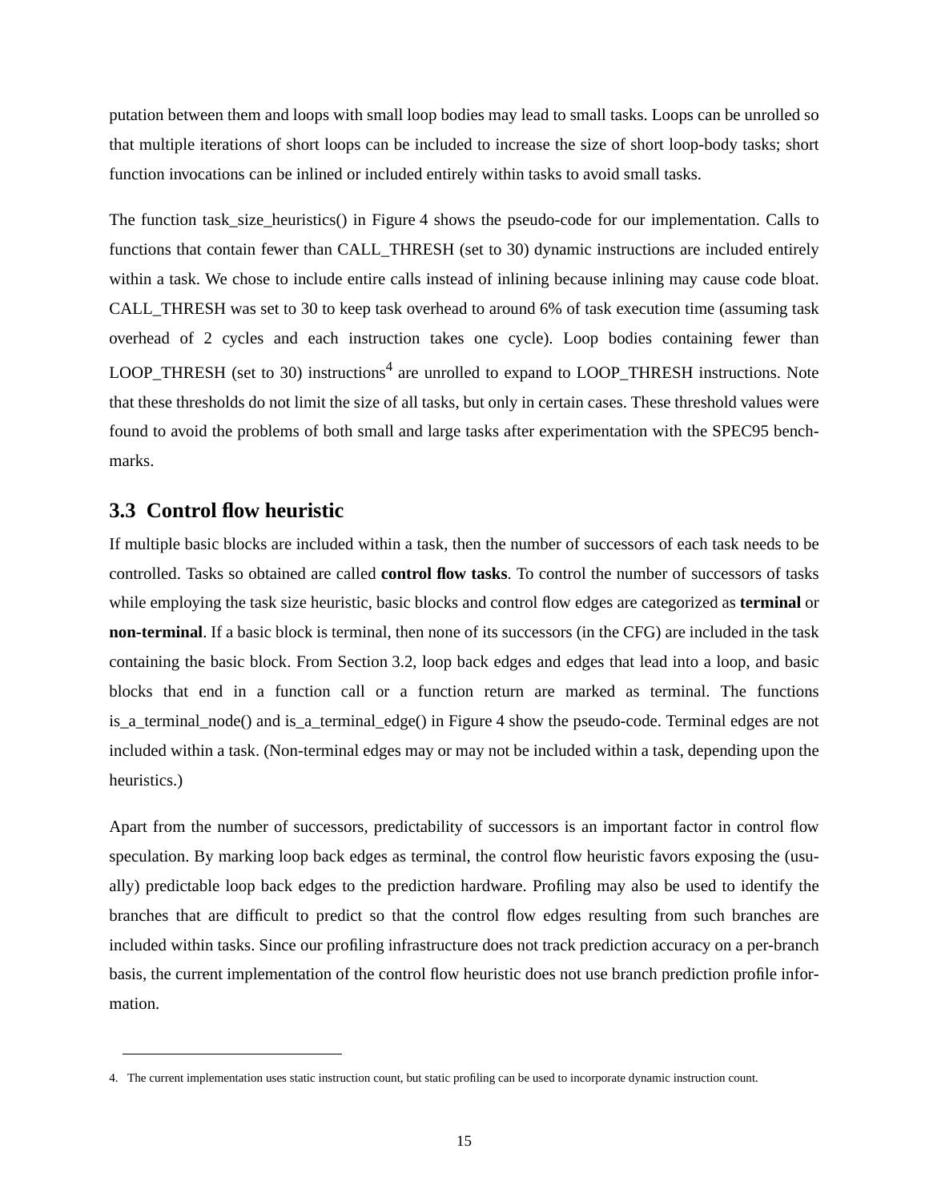putation between them and loops with small loop bodies may lead to small tasks. Loops can be unrolled so that multiple iterations of short loops can be included to increase the size of short loop-body tasks; short function invocations can be inlined or included entirely within tasks to avoid small tasks.

The function task_size_heuristics() in Figure 4 shows the pseudo-code for our implementation. Calls to functions that contain fewer than CALL_THRESH (set to 30) dynamic instructions are included entirely within a task. We chose to include entire calls instead of inlining because inlining may cause code bloat. CALL_THRESH was set to 30 to keep task overhead to around 6% of task execution time (assuming task overhead of 2 cycles and each instruction takes one cycle). Loop bodies containing fewer than LOOP_THRESH (set to 30) instructions[4] are unrolled to expand to LOOP_THRESH instructions. Note that these thresholds do not limit the size of all tasks, but only in certain cases. These threshold values were found to avoid the problems of both small and large tasks after experimentation with the SPEC95 benchmarks.

### 3.3 Control flow heuristic

If multiple basic blocks are included within a task, then the number of successors of each task needs to be controlled. Tasks so obtained are called **control flow tasks**. To control the number of successors of tasks while employing the task size heuristic, basic blocks and control flow edges are categorized as **terminal** or **non-terminal**. If a basic block is terminal, then none of its successors (in the CFG) are included in the task containing the basic block. From Section 3.2, loop back edges and edges that lead into a loop, and basic blocks that end in a function call or a function return are marked as terminal. The functions is_a_terminal_node() and is_a_terminal_edge() in Figure 4 show the pseudo-code. Terminal edges are not included within a task. (Non-terminal edges may or may not be included within a task, depending upon the heuristics.)

Apart from the number of successors, predictability of successors is an important factor in control flow speculation. By marking loop back edges as terminal, the control flow heuristic favors exposing the (usually) predictable loop back edges to the prediction hardware. Profiling may also be used to identify the branches that are difficult to predict so that the control flow edges resulting from such branches are included within tasks. Since our profiling infrastructure does not track prediction accuracy on a per-branch basis, the current implementation of the control flow heuristic does not use branch prediction profile information.

---

4. The current implementation uses static instruction count, but static profiling can be used to incorporate dynamic instruction count.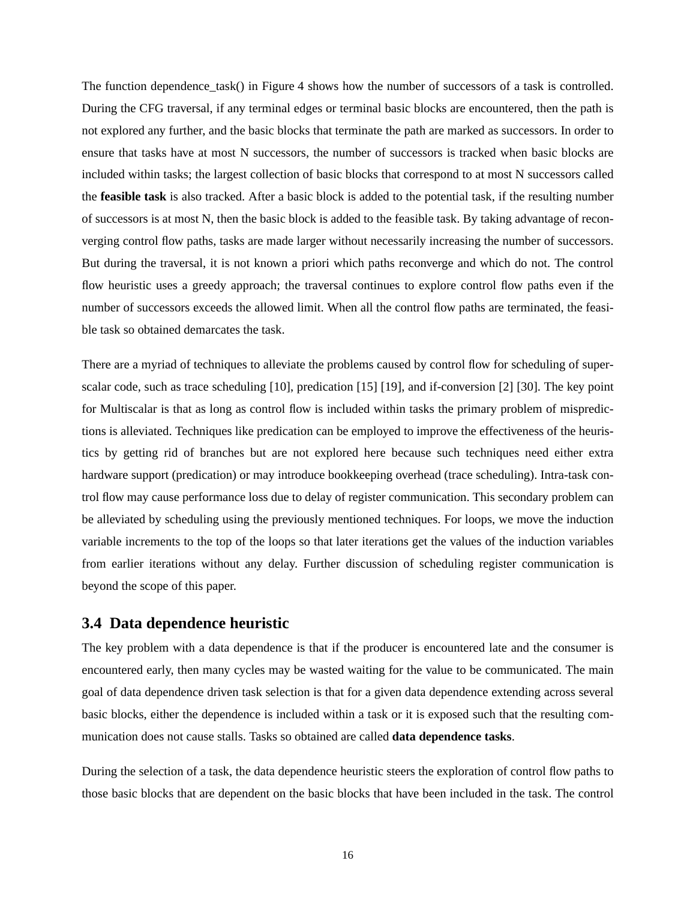The function dependence_task() in Figure 4 shows how the number of successors of a task is controlled. During the CFG traversal, if any terminal edges or terminal basic blocks are encountered, then the path is not explored any further, and the basic blocks that terminate the path are marked as successors. In order to ensure that tasks have at most N successors, the number of successors is tracked when basic blocks are included within tasks; the largest collection of basic blocks that correspond to at most N successors called the **feasible task** is also tracked. After a basic block is added to the potential task, if the resulting number of successors is at most N, then the basic block is added to the feasible task. By taking advantage of reconverging control flow paths, tasks are made larger without necessarily increasing the number of successors. But during the traversal, it is not known a priori which paths reconverge and which do not. The control flow heuristic uses a greedy approach; the traversal continues to explore control flow paths even if the number of successors exceeds the allowed limit. When all the control flow paths are terminated, the feasible task so obtained demarcates the task.

There are a myriad of techniques to alleviate the problems caused by control flow for scheduling of superscalar code, such as trace scheduling [10], predication [15] [19], and if-conversion [2] [30]. The key point for Multiscalar is that as long as control flow is included within tasks the primary problem of mispredictions is alleviated. Techniques like predication can be employed to improve the effectiveness of the heuristics by getting rid of branches but are not explored here because such techniques need either extra hardware support (predication) or may introduce bookkeeping overhead (trace scheduling). Intra-task control flow may cause performance loss due to delay of register communication. This secondary problem can be alleviated by scheduling using the previously mentioned techniques. For loops, we move the induction variable increments to the top of the loops so that later iterations get the values of the induction variables from earlier iterations without any delay. Further discussion of scheduling register communication is beyond the scope of this paper.

## 3.4 Data dependence heuristic

The key problem with a data dependence is that if the producer is encountered late and the consumer is encountered early, then many cycles may be wasted waiting for the value to be communicated. The main goal of data dependence driven task selection is that for a given data dependence extending across several basic blocks, either the dependence is included within a task or it is exposed such that the resulting communication does not cause stalls. Tasks so obtained are called **data dependence tasks**.

During the selection of a task, the data dependence heuristic steers the exploration of control flow paths to those basic blocks that are dependent on the basic blocks that have been included in the task. The control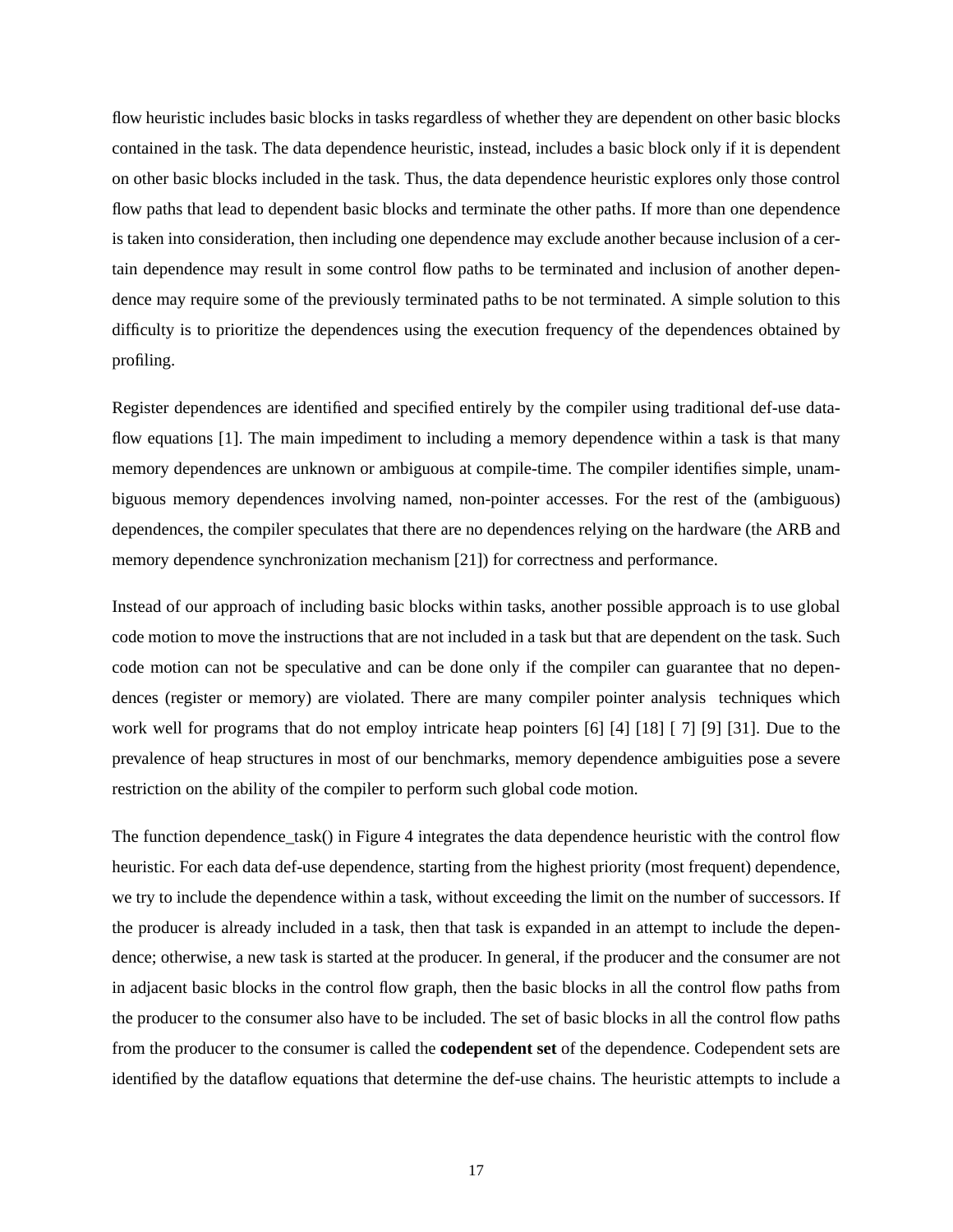flow heuristic includes basic blocks in tasks regardless of whether they are dependent on other basic blocks contained in the task. The data dependence heuristic, instead, includes a basic block only if it is dependent on other basic blocks included in the task. Thus, the data dependence heuristic explores only those control flow paths that lead to dependent basic blocks and terminate the other paths. If more than one dependence is taken into consideration, then including one dependence may exclude another because inclusion of a certain dependence may result in some control flow paths to be terminated and inclusion of another dependence may require some of the previously terminated paths to be not terminated. A simple solution to this difficulty is to prioritize the dependences using the execution frequency of the dependences obtained by profiling.

Register dependences are identified and specified entirely by the compiler using traditional def-use dataflow equations [1]. The main impediment to including a memory dependence within a task is that many memory dependences are unknown or ambiguous at compile-time. The compiler identifies simple, unambiguous memory dependences involving named, non-pointer accesses. For the rest of the (ambiguous) dependences, the compiler speculates that there are no dependences relying on the hardware (the ARB and memory dependence synchronization mechanism [21]) for correctness and performance.

Instead of our approach of including basic blocks within tasks, another possible approach is to use global code motion to move the instructions that are not included in a task but that are dependent on the task. Such code motion can not be speculative and can be done only if the compiler can guarantee that no dependences (register or memory) are violated. There are many compiler pointer analysis techniques which work well for programs that do not employ intricate heap pointers [6] [4] [18] [ 7] [9] [31]. Due to the prevalence of heap structures in most of our benchmarks, memory dependence ambiguities pose a severe restriction on the ability of the compiler to perform such global code motion.

The function dependence_task() in Figure 4 integrates the data dependence heuristic with the control flow heuristic. For each data def-use dependence, starting from the highest priority (most frequent) dependence, we try to include the dependence within a task, without exceeding the limit on the number of successors. If the producer is already included in a task, then that task is expanded in an attempt to include the dependence; otherwise, a new task is started at the producer. In general, if the producer and the consumer are not in adjacent basic blocks in the control flow graph, then the basic blocks in all the control flow paths from the producer to the consumer also have to be included. The set of basic blocks in all the control flow paths from the producer to the consumer is called the **codependent set** of the dependence. Codependent sets are identified by the dataflow equations that determine the def-use chains. The heuristic attempts to include a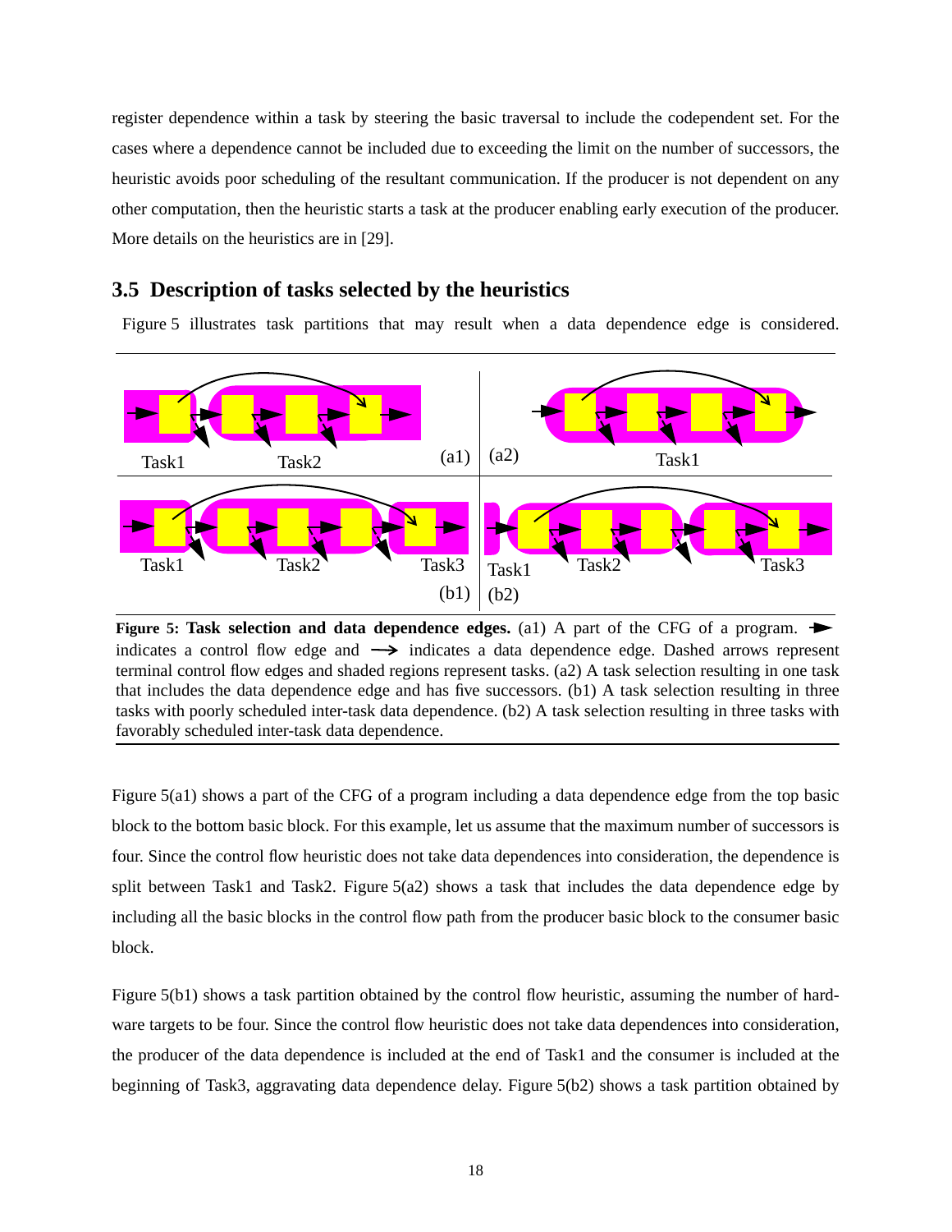register dependence within a task by steering the basic traversal to include the codependent set. For the cases where a dependence cannot be included due to exceeding the limit on the number of successors, the heuristic avoids poor scheduling of the resultant communication. If the producer is not dependent on any other computation, then the heuristic starts a task at the producer enabling early execution of the producer. More details on the heuristics are in [29].

### 3.5 Description of tasks selected by the heuristics

Figure 5 illustrates task partitions that may result when a data dependence edge is considered.

**Figure 5: Task selection and data dependence edges.** (a1) A part of the CFG of a program. ➞ indicates a control flow edge and ⟶ indicates a data dependence edge. Dashed arrows represent terminal control flow edges and shaded regions represent tasks. (a2) A task selection resulting in one task that includes the data dependence edge and has five successors. (b1) A task selection resulting in three tasks with poorly scheduled inter-task data dependence. (b2) A task selection resulting in three tasks with favorably scheduled inter-task data dependence.

Figure 5(a1) shows a part of the CFG of a program including a data dependence edge from the top basic block to the bottom basic block. For this example, let us assume that the maximum number of successors is four. Since the control flow heuristic does not take data dependences into consideration, the dependence is split between Task1 and Task2. Figure 5(a2) shows a task that includes the data dependence edge by including all the basic blocks in the control flow path from the producer basic block to the consumer basic block.

Figure 5(b1) shows a task partition obtained by the control flow heuristic, assuming the number of hardware targets to be four. Since the control flow heuristic does not take data dependences into consideration, the producer of the data dependence is included at the end of Task1 and the consumer is included at the beginning of Task3, aggravating data dependence delay. Figure 5(b2) shows a task partition obtained by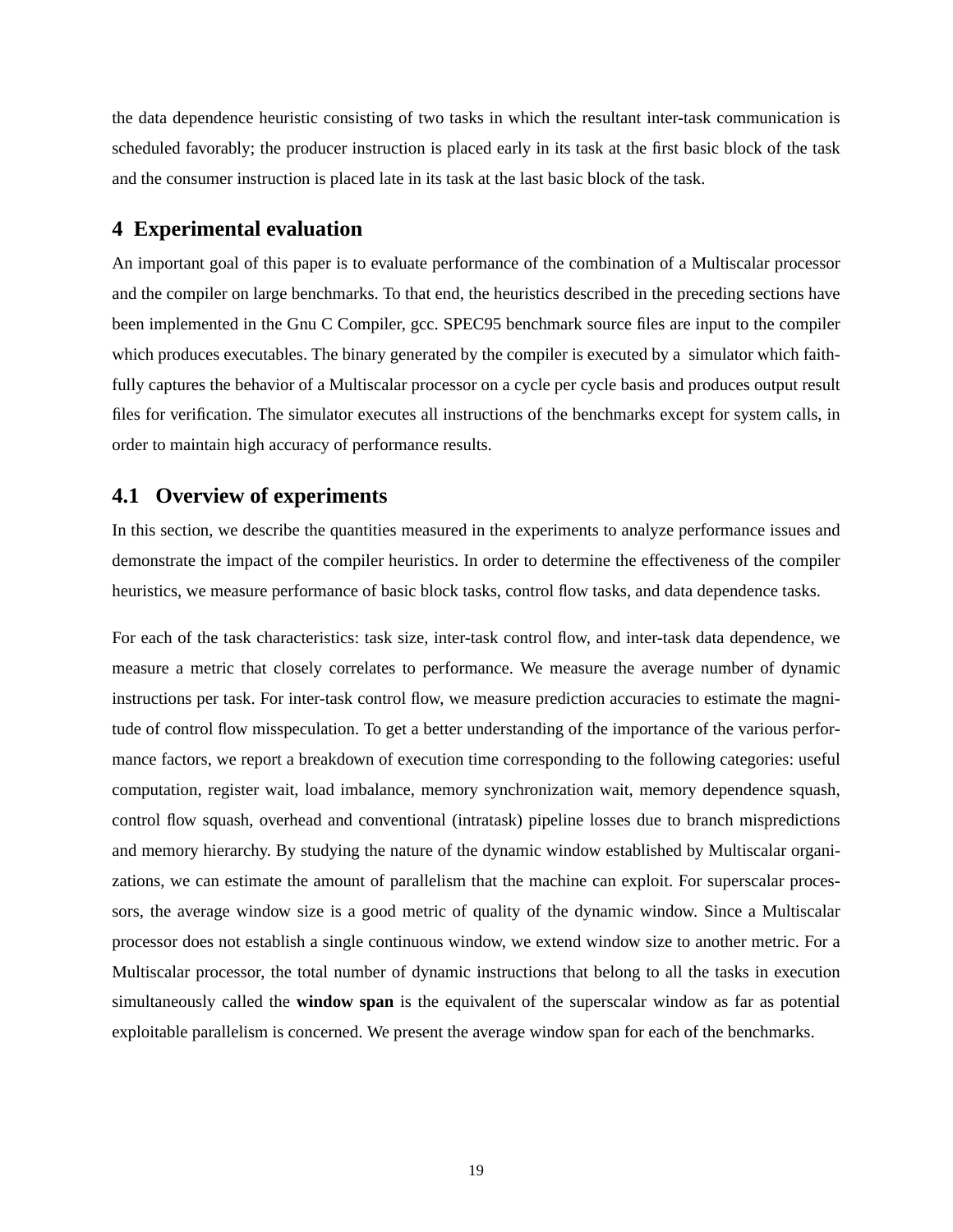the data dependence heuristic consisting of two tasks in which the resultant inter-task communication is scheduled favorably; the producer instruction is placed early in its task at the first basic block of the task and the consumer instruction is placed late in its task at the last basic block of the task.

## 4 Experimental evaluation

An important goal of this paper is to evaluate performance of the combination of a Multiscalar processor and the compiler on large benchmarks. To that end, the heuristics described in the preceding sections have been implemented in the Gnu C Compiler, gcc. SPEC95 benchmark source files are input to the compiler which produces executables. The binary generated by the compiler is executed by a simulator which faithfully captures the behavior of a Multiscalar processor on a cycle per cycle basis and produces output result files for verification. The simulator executes all instructions of the benchmarks except for system calls, in order to maintain high accuracy of performance results.

### 4.1 Overview of experiments

In this section, we describe the quantities measured in the experiments to analyze performance issues and demonstrate the impact of the compiler heuristics. In order to determine the effectiveness of the compiler heuristics, we measure performance of basic block tasks, control flow tasks, and data dependence tasks.

For each of the task characteristics: task size, inter-task control flow, and inter-task data dependence, we measure a metric that closely correlates to performance. We measure the average number of dynamic instructions per task. For inter-task control flow, we measure prediction accuracies to estimate the magnitude of control flow misspeculation. To get a better understanding of the importance of the various performance factors, we report a breakdown of execution time corresponding to the following categories: useful computation, register wait, load imbalance, memory synchronization wait, memory dependence squash, control flow squash, overhead and conventional (intratask) pipeline losses due to branch mispredictions and memory hierarchy. By studying the nature of the dynamic window established by Multiscalar organizations, we can estimate the amount of parallelism that the machine can exploit. For superscalar processors, the average window size is a good metric of quality of the dynamic window. Since a Multiscalar processor does not establish a single continuous window, we extend window size to another metric. For a Multiscalar processor, the total number of dynamic instructions that belong to all the tasks in execution simultaneously called the **window span** is the equivalent of the superscalar window as far as potential exploitable parallelism is concerned. We present the average window span for each of the benchmarks.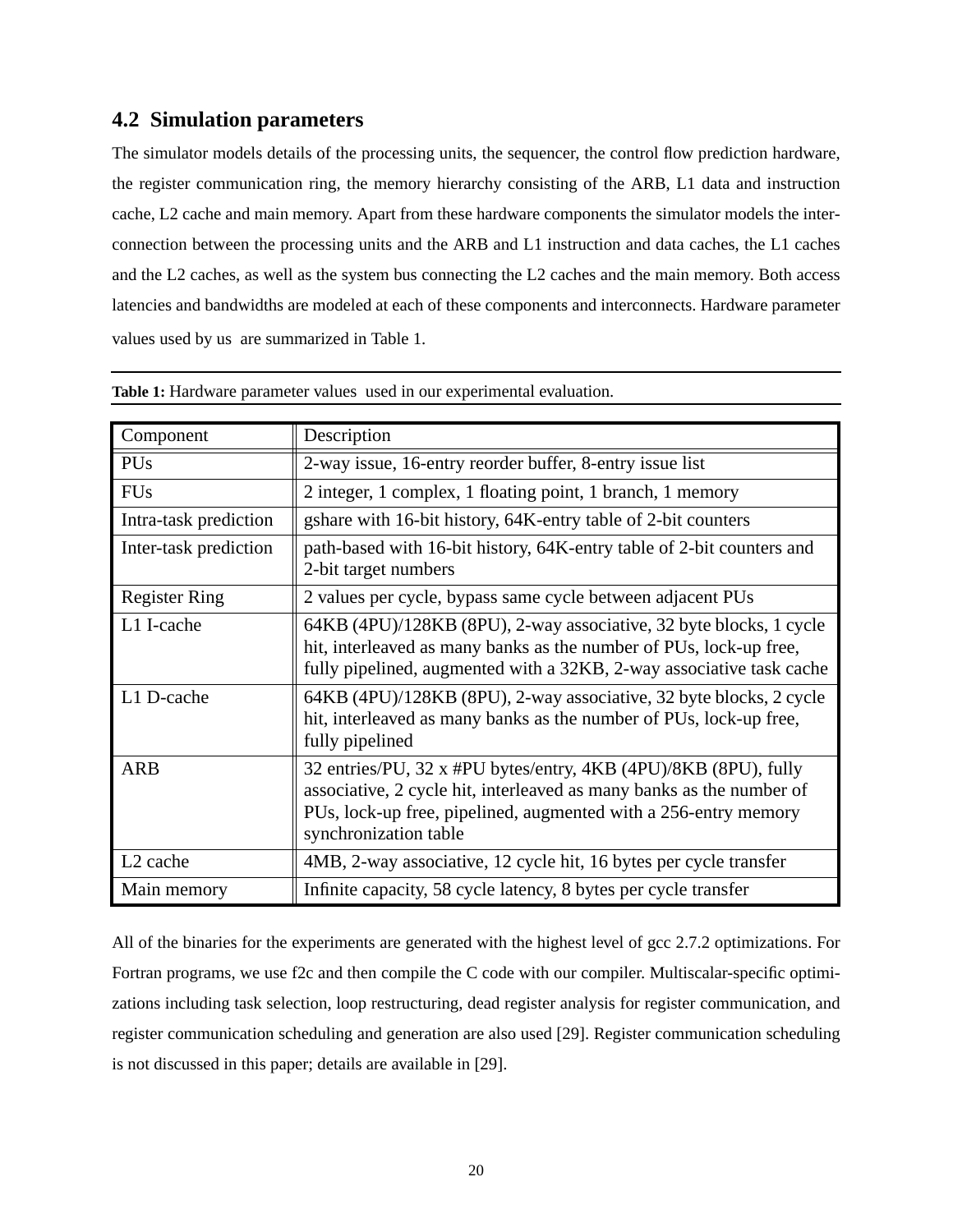### 4.2 Simulation parameters

The simulator models details of the processing units, the sequencer, the control flow prediction hardware, the register communication ring, the memory hierarchy consisting of the ARB, L1 data and instruction cache, L2 cache and main memory. Apart from these hardware components the simulator models the interconnection between the processing units and the ARB and L1 instruction and data caches, the L1 caches and the L2 caches, as well as the system bus connecting the L2 caches and the main memory. Both access latencies and bandwidths are modeled at each of these components and interconnects. Hardware parameter values used by us are summarized in Table 1.

**Table 1:** Hardware parameter values used in our experimental evaluation.

| Component | Description |
|---|---|
| PUs | 2-way issue, 16-entry reorder buffer, 8-entry issue list |
| FUs | 2 integer, 1 complex, 1 floating point, 1 branch, 1 memory |
| Intra-task prediction | gshare with 16-bit history, 64K-entry table of 2-bit counters |
| Inter-task prediction | path-based with 16-bit history, 64K-entry table of 2-bit counters and 2-bit target numbers |
| Register Ring | 2 values per cycle, bypass same cycle between adjacent PUs |
| L1 I-cache | 64KB (4PU)/128KB (8PU), 2-way associative, 32 byte blocks, 1 cycle hit, interleaved as many banks as the number of PUs, lock-up free, fully pipelined, augmented with a 32KB, 2-way associative task cache |
| L1 D-cache | 64KB (4PU)/128KB (8PU), 2-way associative, 32 byte blocks, 2 cycle hit, interleaved as many banks as the number of PUs, lock-up free, fully pipelined |
| ARB | 32 entries/PU, 32 x #PU bytes/entry, 4KB (4PU)/8KB (8PU), fully associative, 2 cycle hit, interleaved as many banks as the number of PUs, lock-up free, pipelined, augmented with a 256-entry memory synchronization table |
| L2 cache | 4MB, 2-way associative, 12 cycle hit, 16 bytes per cycle transfer |
| Main memory | Infinite capacity, 58 cycle latency, 8 bytes per cycle transfer |

All of the binaries for the experiments are generated with the highest level of gcc 2.7.2 optimizations. For Fortran programs, we use f2c and then compile the C code with our compiler. Multiscalar-specific optimizations including task selection, loop restructuring, dead register analysis for register communication, and register communication scheduling and generation are also used [29]. Register communication scheduling is not discussed in this paper; details are available in [29].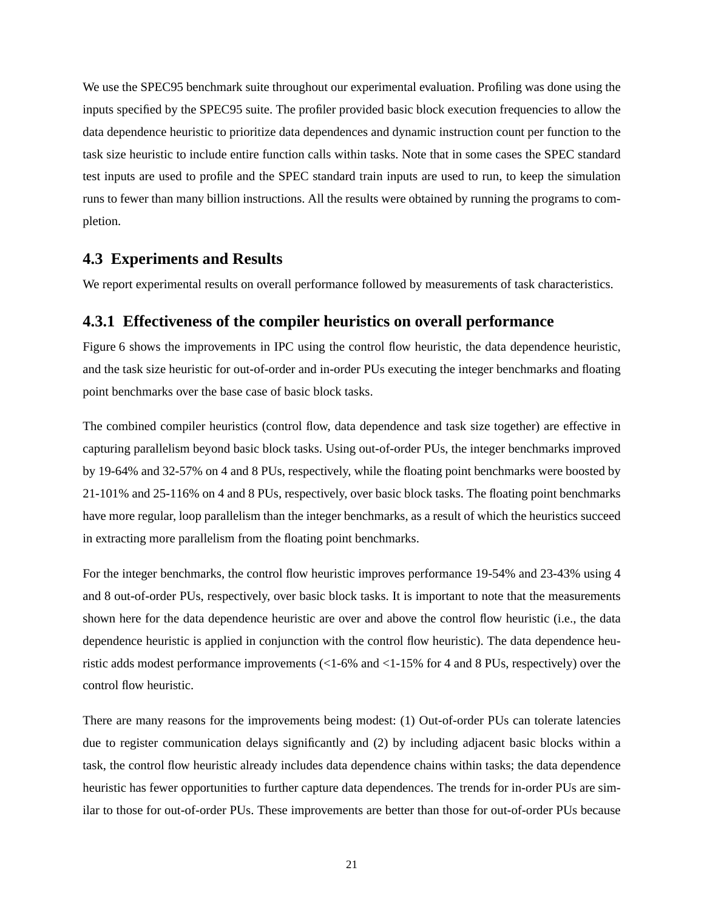We use the SPEC95 benchmark suite throughout our experimental evaluation. Profiling was done using the inputs specified by the SPEC95 suite. The profiler provided basic block execution frequencies to allow the data dependence heuristic to prioritize data dependences and dynamic instruction count per function to the task size heuristic to include entire function calls within tasks. Note that in some cases the SPEC standard test inputs are used to profile and the SPEC standard train inputs are used to run, to keep the simulation runs to fewer than many billion instructions. All the results were obtained by running the programs to completion.

## 4.3 Experiments and Results

We report experimental results on overall performance followed by measurements of task characteristics.

### 4.3.1 Effectiveness of the compiler heuristics on overall performance

Figure 6 shows the improvements in IPC using the control flow heuristic, the data dependence heuristic, and the task size heuristic for out-of-order and in-order PUs executing the integer benchmarks and floating point benchmarks over the base case of basic block tasks.

The combined compiler heuristics (control flow, data dependence and task size together) are effective in capturing parallelism beyond basic block tasks. Using out-of-order PUs, the integer benchmarks improved by 19-64% and 32-57% on 4 and 8 PUs, respectively, while the floating point benchmarks were boosted by 21-101% and 25-116% on 4 and 8 PUs, respectively, over basic block tasks. The floating point benchmarks have more regular, loop parallelism than the integer benchmarks, as a result of which the heuristics succeed in extracting more parallelism from the floating point benchmarks.

For the integer benchmarks, the control flow heuristic improves performance 19-54% and 23-43% using 4 and 8 out-of-order PUs, respectively, over basic block tasks. It is important to note that the measurements shown here for the data dependence heuristic are over and above the control flow heuristic (i.e., the data dependence heuristic is applied in conjunction with the control flow heuristic). The data dependence heuristic adds modest performance improvements (<1-6% and <1-15% for 4 and 8 PUs, respectively) over the control flow heuristic.

There are many reasons for the improvements being modest: (1) Out-of-order PUs can tolerate latencies due to register communication delays significantly and (2) by including adjacent basic blocks within a task, the control flow heuristic already includes data dependence chains within tasks; the data dependence heuristic has fewer opportunities to further capture data dependences. The trends for in-order PUs are similar to those for out-of-order PUs. These improvements are better than those for out-of-order PUs because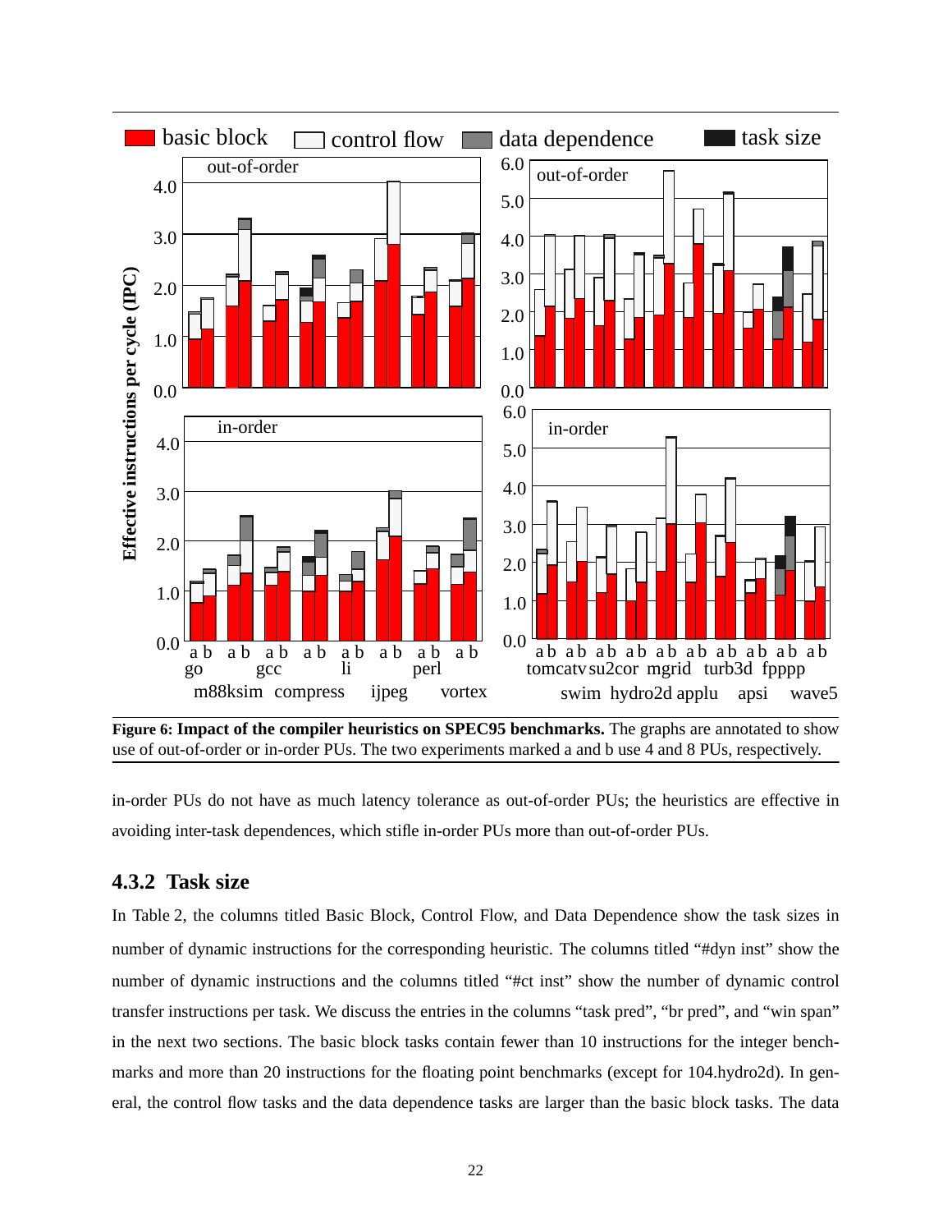**Figure 6: Impact of the compiler heuristics on SPEC95 benchmarks.** The graphs are annotated to show use of out-of-order or in-order PUs. The two experiments marked a and b use 4 and 8 PUs, respectively.

in-order PUs do not have as much latency tolerance as out-of-order PUs; the heuristics are effective in avoiding inter-task dependences, which stifle in-order PUs more than out-of-order PUs.

### 4.3.2 Task size

In Table 2, the columns titled Basic Block, Control Flow, and Data Dependence show the task sizes in number of dynamic instructions for the corresponding heuristic. The columns titled "#dyn inst" show the number of dynamic instructions and the columns titled "#ct inst" show the number of dynamic control transfer instructions per task. We discuss the entries in the columns "task pred", "br pred", and "win span" in the next two sections. The basic block tasks contain fewer than 10 instructions for the integer benchmarks and more than 20 instructions for the floating point benchmarks (except for 104.hydro2d). In general, the control flow tasks and the data dependence tasks are larger than the basic block tasks. The data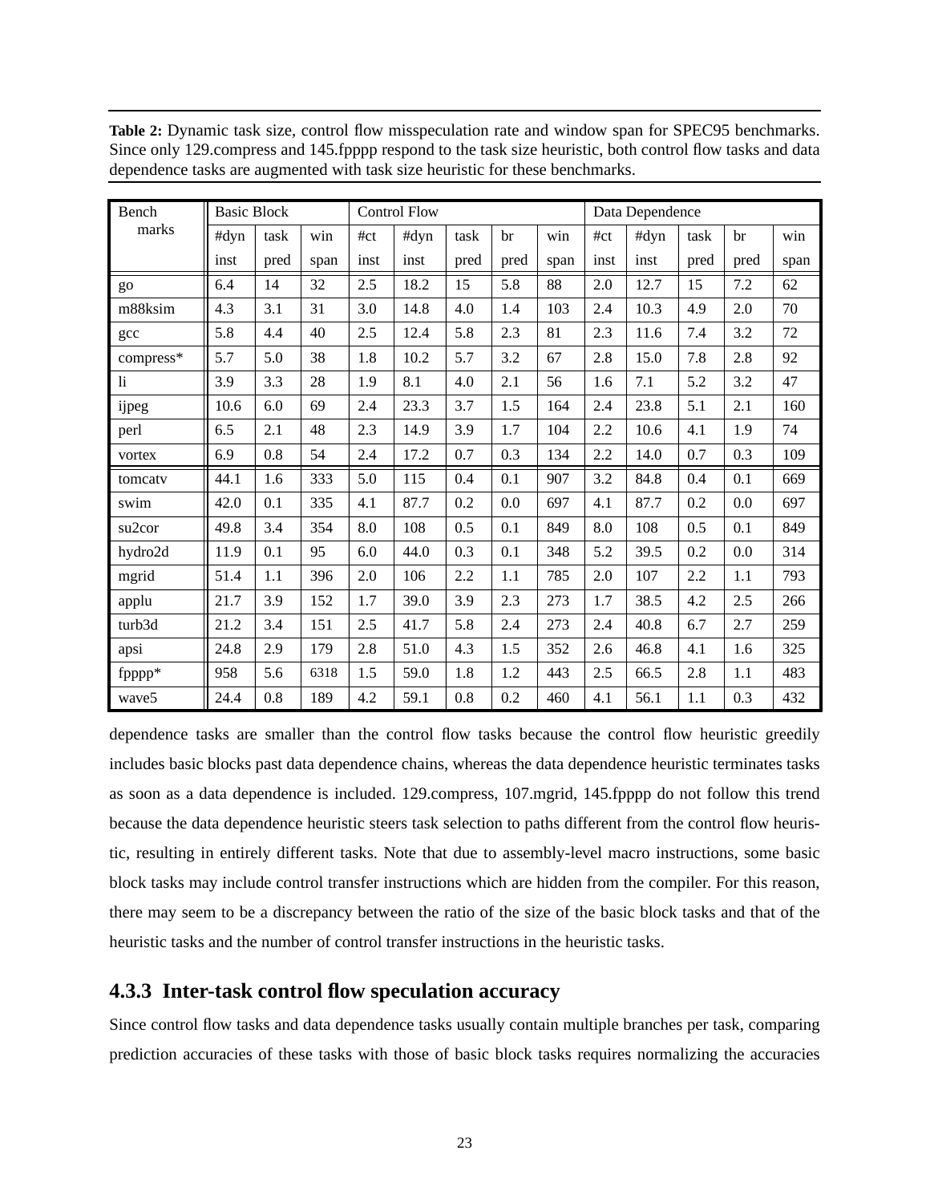**Table 2:** Dynamic task size, control flow misspeculation rate and window span for SPEC95 benchmarks. Since only 129.compress and 145.fpppp respond to the task size heuristic, both control flow tasks and data dependence tasks are augmented with task size heuristic for these benchmarks.

| Bench marks | Basic Block | | | Control Flow | | | | | Data Dependence | | | | |
|---|---|---|---|---|---|---|---|---|---|---|---|---|---|
| | #dyn inst | task pred | win span | #ct inst | #dyn inst | task pred | br pred | win span | #ct inst | #dyn inst | task pred | br pred | win span |
| go | 6.4 | 14 | 32 | 2.5 | 18.2 | 15 | 5.8 | 88 | 2.0 | 12.7 | 15 | 7.2 | 62 |
| m88ksim | 4.3 | 3.1 | 31 | 3.0 | 14.8 | 4.0 | 1.4 | 103 | 2.4 | 10.3 | 4.9 | 2.0 | 70 |
| gcc | 5.8 | 4.4 | 40 | 2.5 | 12.4 | 5.8 | 2.3 | 81 | 2.3 | 11.6 | 7.4 | 3.2 | 72 |
| compress* | 5.7 | 5.0 | 38 | 1.8 | 10.2 | 5.7 | 3.2 | 67 | 2.8 | 15.0 | 7.8 | 2.8 | 92 |
| li | 3.9 | 3.3 | 28 | 1.9 | 8.1 | 4.0 | 2.1 | 56 | 1.6 | 7.1 | 5.2 | 3.2 | 47 |
| ijpeg | 10.6 | 6.0 | 69 | 2.4 | 23.3 | 3.7 | 1.5 | 164 | 2.4 | 23.8 | 5.1 | 2.1 | 160 |
| perl | 6.5 | 2.1 | 48 | 2.3 | 14.9 | 3.9 | 1.7 | 104 | 2.2 | 10.6 | 4.1 | 1.9 | 74 |
| vortex | 6.9 | 0.8 | 54 | 2.4 | 17.2 | 0.7 | 0.3 | 134 | 2.2 | 14.0 | 0.7 | 0.3 | 109 |
| tomcatv | 44.1 | 1.6 | 333 | 5.0 | 115 | 0.4 | 0.1 | 907 | 3.2 | 84.8 | 0.4 | 0.1 | 669 |
| swim | 42.0 | 0.1 | 335 | 4.1 | 87.7 | 0.2 | 0.0 | 697 | 4.1 | 87.7 | 0.2 | 0.0 | 697 |
| su2cor | 49.8 | 3.4 | 354 | 8.0 | 108 | 0.5 | 0.1 | 849 | 8.0 | 108 | 0.5 | 0.1 | 849 |
| hydro2d | 11.9 | 0.1 | 95 | 6.0 | 44.0 | 0.3 | 0.1 | 348 | 5.2 | 39.5 | 0.2 | 0.0 | 314 |
| mgrid | 51.4 | 1.1 | 396 | 2.0 | 106 | 2.2 | 1.1 | 785 | 2.0 | 107 | 2.2 | 1.1 | 793 |
| applu | 21.7 | 3.9 | 152 | 1.7 | 39.0 | 3.9 | 2.3 | 273 | 1.7 | 38.5 | 4.2 | 2.5 | 266 |
| turb3d | 21.2 | 3.4 | 151 | 2.5 | 41.7 | 5.8 | 2.4 | 273 | 2.4 | 40.8 | 6.7 | 2.7 | 259 |
| apsi | 24.8 | 2.9 | 179 | 2.8 | 51.0 | 4.3 | 1.5 | 352 | 2.6 | 46.8 | 4.1 | 1.6 | 325 |
| fpppp* | 958 | 5.6 | 6318 | 1.5 | 59.0 | 1.8 | 1.2 | 443 | 2.5 | 66.5 | 2.8 | 1.1 | 483 |
| wave5 | 24.4 | 0.8 | 189 | 4.2 | 59.1 | 0.8 | 0.2 | 460 | 4.1 | 56.1 | 1.1 | 0.3 | 432 |

dependence tasks are smaller than the control flow tasks because the control flow heuristic greedily includes basic blocks past data dependence chains, whereas the data dependence heuristic terminates tasks as soon as a data dependence is included. 129.compress, 107.mgrid, 145.fpppp do not follow this trend because the data dependence heuristic steers task selection to paths different from the control flow heuristic, resulting in entirely different tasks. Note that due to assembly-level macro instructions, some basic block tasks may include control transfer instructions which are hidden from the compiler. For this reason, there may seem to be a discrepancy between the ratio of the size of the basic block tasks and that of the heuristic tasks and the number of control transfer instructions in the heuristic tasks.

### 4.3.3 Inter-task control flow speculation accuracy

Since control flow tasks and data dependence tasks usually contain multiple branches per task, comparing prediction accuracies of these tasks with those of basic block tasks requires normalizing the accuracies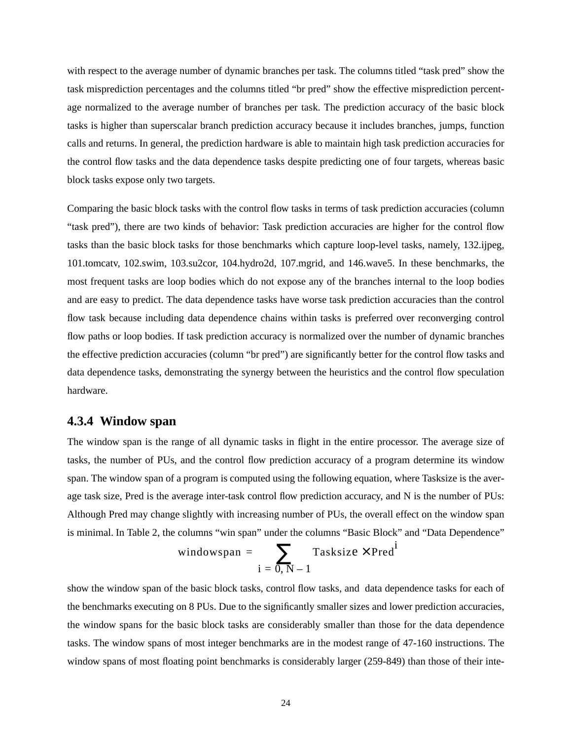with respect to the average number of dynamic branches per task. The columns titled “task pred” show the task misprediction percentages and the columns titled “br pred” show the effective misprediction percentage normalized to the average number of branches per task. The prediction accuracy of the basic block tasks is higher than superscalar branch prediction accuracy because it includes branches, jumps, function calls and returns. In general, the prediction hardware is able to maintain high task prediction accuracies for the control flow tasks and the data dependence tasks despite predicting one of four targets, whereas basic block tasks expose only two targets.

Comparing the basic block tasks with the control flow tasks in terms of task prediction accuracies (column “task pred”), there are two kinds of behavior: Task prediction accuracies are higher for the control flow tasks than the basic block tasks for those benchmarks which capture loop-level tasks, namely, 132.ijpeg, 101.tomcatv, 102.swim, 103.su2cor, 104.hydro2d, 107.mgrid, and 146.wave5. In these benchmarks, the most frequent tasks are loop bodies which do not expose any of the branches internal to the loop bodies and are easy to predict. The data dependence tasks have worse task prediction accuracies than the control flow task because including data dependence chains within tasks is preferred over reconverging control flow paths or loop bodies. If task prediction accuracy is normalized over the number of dynamic branches the effective prediction accuracies (column “br pred”) are significantly better for the control flow tasks and data dependence tasks, demonstrating the synergy between the heuristics and the control flow speculation hardware.

### 4.3.4 Window span

The window span is the range of all dynamic tasks in flight in the entire processor. The average size of tasks, the number of PUs, and the control flow prediction accuracy of a program determine its window span. The window span of a program is computed using the following equation, where Tasksize is the average task size, Pred is the average inter-task control flow prediction accuracy, and N is the number of PUs: Although Pred may change slightly with increasing number of PUs, the overall effect on the window span is minimal. In Table 2, the columns “win span” under the columns “Basic Block” and “Data Dependence”

$$\text{windowspan} = \sum_{i = 0, N-1} \text{Tasksize} \times \text{Pred}^{i}$$

show the window span of the basic block tasks, control flow tasks, and data dependence tasks for each of the benchmarks executing on 8 PUs. Due to the significantly smaller sizes and lower prediction accuracies, the window spans for the basic block tasks are considerably smaller than those for the data dependence tasks. The window spans of most integer benchmarks are in the modest range of 47-160 instructions. The window spans of most floating point benchmarks is considerably larger (259-849) than those of their inte-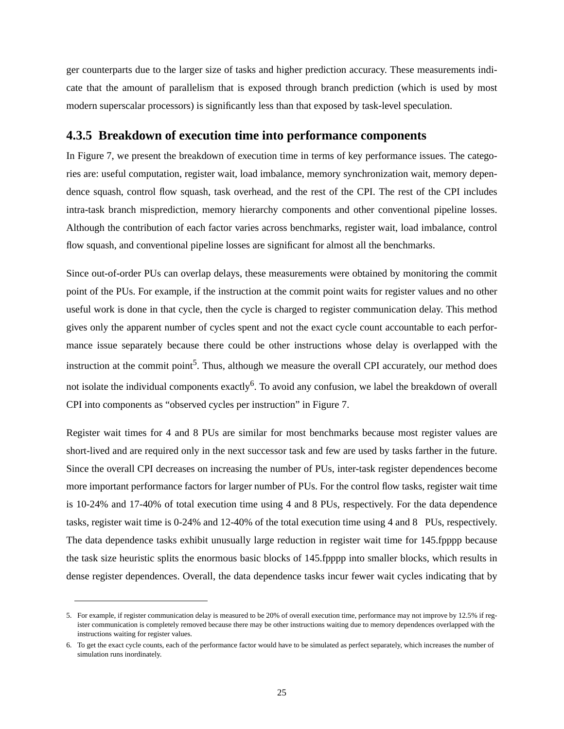ger counterparts due to the larger size of tasks and higher prediction accuracy. These measurements indicate that the amount of parallelism that is exposed through branch prediction (which is used by most modern superscalar processors) is significantly less than that exposed by task-level speculation.

### 4.3.5 Breakdown of execution time into performance components

In Figure 7, we present the breakdown of execution time in terms of key performance issues. The categories are: useful computation, register wait, load imbalance, memory synchronization wait, memory dependence squash, control flow squash, task overhead, and the rest of the CPI. The rest of the CPI includes intra-task branch misprediction, memory hierarchy components and other conventional pipeline losses. Although the contribution of each factor varies across benchmarks, register wait, load imbalance, control flow squash, and conventional pipeline losses are significant for almost all the benchmarks.

Since out-of-order PUs can overlap delays, these measurements were obtained by monitoring the commit point of the PUs. For example, if the instruction at the commit point waits for register values and no other useful work is done in that cycle, then the cycle is charged to register communication delay. This method gives only the apparent number of cycles spent and not the exact cycle count accountable to each performance issue separately because there could be other instructions whose delay is overlapped with the instruction at the commit point[5]. Thus, although we measure the overall CPI accurately, our method does not isolate the individual components exactly[6]. To avoid any confusion, we label the breakdown of overall CPI into components as "observed cycles per instruction" in Figure 7.

Register wait times for 4 and 8 PUs are similar for most benchmarks because most register values are short-lived and are required only in the next successor task and few are used by tasks farther in the future. Since the overall CPI decreases on increasing the number of PUs, inter-task register dependences become more important performance factors for larger number of PUs. For the control flow tasks, register wait time is 10-24% and 17-40% of total execution time using 4 and 8 PUs, respectively. For the data dependence tasks, register wait time is 0-24% and 12-40% of the total execution time using 4 and 8 PUs, respectively. The data dependence tasks exhibit unusually large reduction in register wait time for 145.fpppp because the task size heuristic splits the enormous basic blocks of 145.fpppp into smaller blocks, which results in dense register dependences. Overall, the data dependence tasks incur fewer wait cycles indicating that by

5. For example, if register communication delay is measured to be 20% of overall execution time, performance may not improve by 12.5% if register communication is completely removed because there may be other instructions waiting due to memory dependences overlapped with the instructions waiting for register values.

6. To get the exact cycle counts, each of the performance factor would have to be simulated as perfect separately, which increases the number of simulation runs inordinately.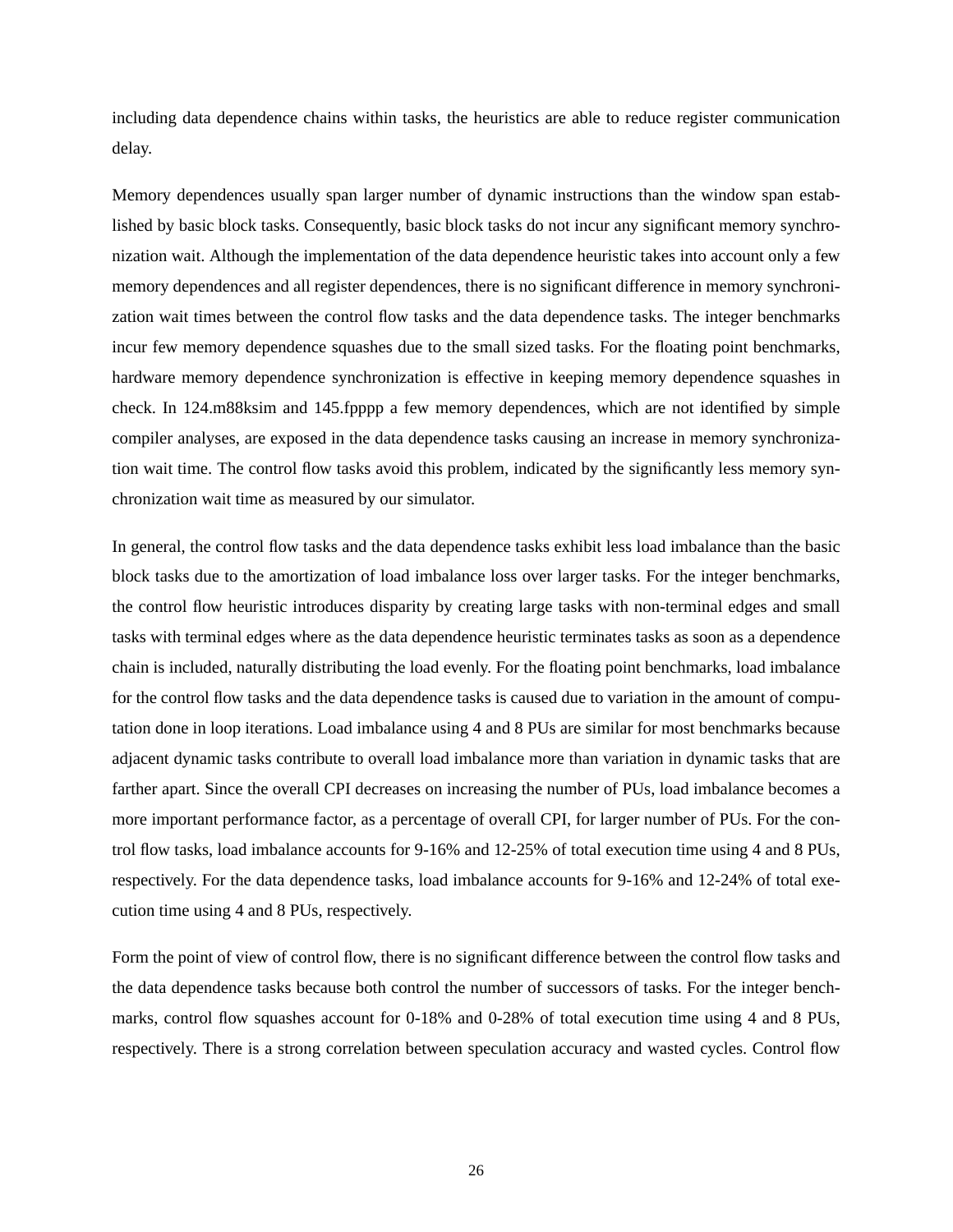including data dependence chains within tasks, the heuristics are able to reduce register communication delay.

Memory dependences usually span larger number of dynamic instructions than the window span established by basic block tasks. Consequently, basic block tasks do not incur any significant memory synchronization wait. Although the implementation of the data dependence heuristic takes into account only a few memory dependences and all register dependences, there is no significant difference in memory synchronization wait times between the control flow tasks and the data dependence tasks. The integer benchmarks incur few memory dependence squashes due to the small sized tasks. For the floating point benchmarks, hardware memory dependence synchronization is effective in keeping memory dependence squashes in check. In 124.m88ksim and 145.fpppp a few memory dependences, which are not identified by simple compiler analyses, are exposed in the data dependence tasks causing an increase in memory synchronization wait time. The control flow tasks avoid this problem, indicated by the significantly less memory synchronization wait time as measured by our simulator.

In general, the control flow tasks and the data dependence tasks exhibit less load imbalance than the basic block tasks due to the amortization of load imbalance loss over larger tasks. For the integer benchmarks, the control flow heuristic introduces disparity by creating large tasks with non-terminal edges and small tasks with terminal edges where as the data dependence heuristic terminates tasks as soon as a dependence chain is included, naturally distributing the load evenly. For the floating point benchmarks, load imbalance for the control flow tasks and the data dependence tasks is caused due to variation in the amount of computation done in loop iterations. Load imbalance using 4 and 8 PUs are similar for most benchmarks because adjacent dynamic tasks contribute to overall load imbalance more than variation in dynamic tasks that are farther apart. Since the overall CPI decreases on increasing the number of PUs, load imbalance becomes a more important performance factor, as a percentage of overall CPI, for larger number of PUs. For the control flow tasks, load imbalance accounts for 9-16% and 12-25% of total execution time using 4 and 8 PUs, respectively. For the data dependence tasks, load imbalance accounts for 9-16% and 12-24% of total execution time using 4 and 8 PUs, respectively.

Form the point of view of control flow, there is no significant difference between the control flow tasks and the data dependence tasks because both control the number of successors of tasks. For the integer benchmarks, control flow squashes account for 0-18% and 0-28% of total execution time using 4 and 8 PUs, respectively. There is a strong correlation between speculation accuracy and wasted cycles. Control flow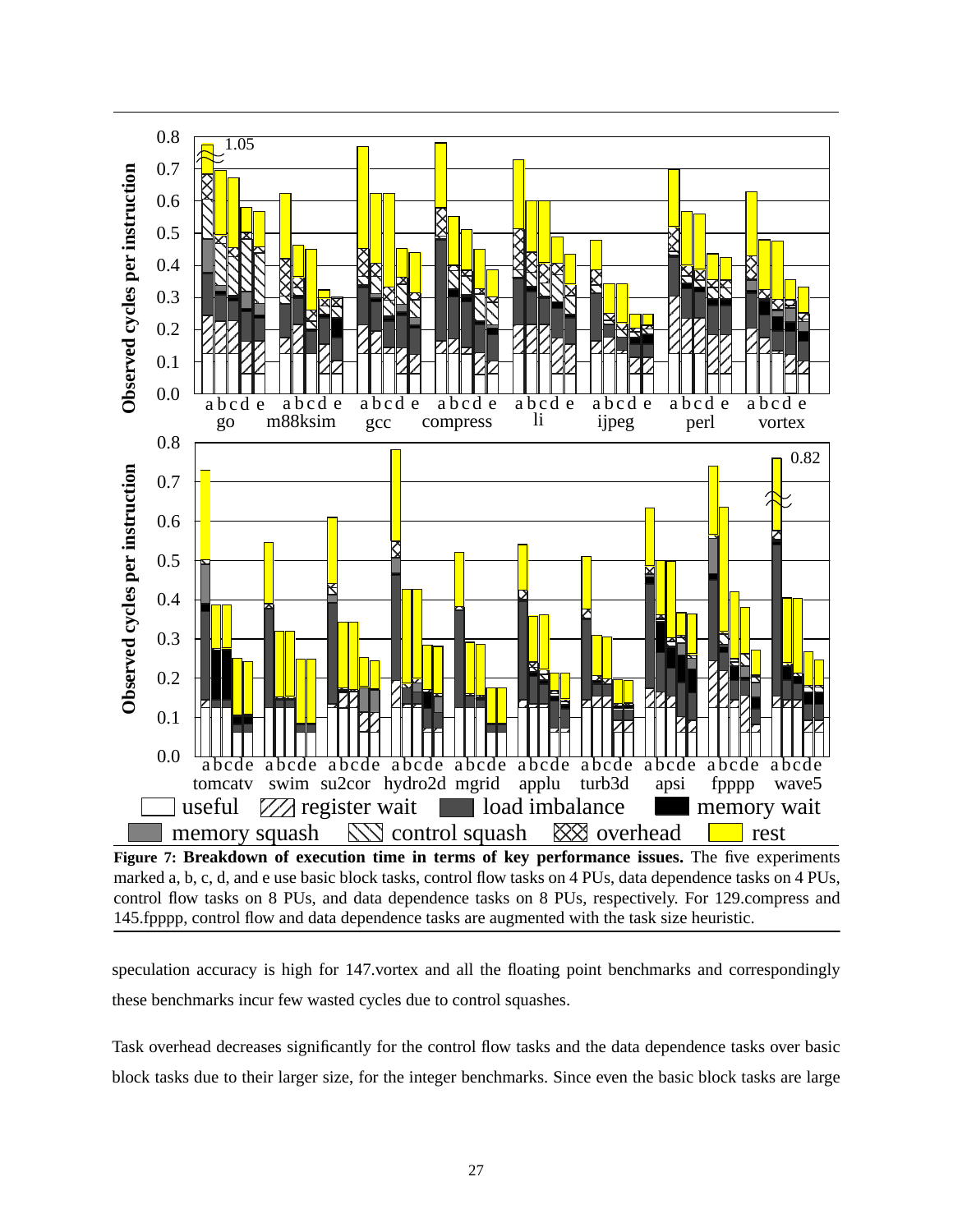**Figure 7: Breakdown of execution time in terms of key performance issues.** The five experiments marked a, b, c, d, and e use basic block tasks, control flow tasks on 4 PUs, data dependence tasks on 4 PUs, control flow tasks on 8 PUs, and data dependence tasks on 8 PUs, respectively. For 129.compress and 145.fpppp, control flow and data dependence tasks are augmented with the task size heuristic.

speculation accuracy is high for 147.vortex and all the floating point benchmarks and correspondingly these benchmarks incur few wasted cycles due to control squashes.

Task overhead decreases significantly for the control flow tasks and the data dependence tasks over basic block tasks due to their larger size, for the integer benchmarks. Since even the basic block tasks are large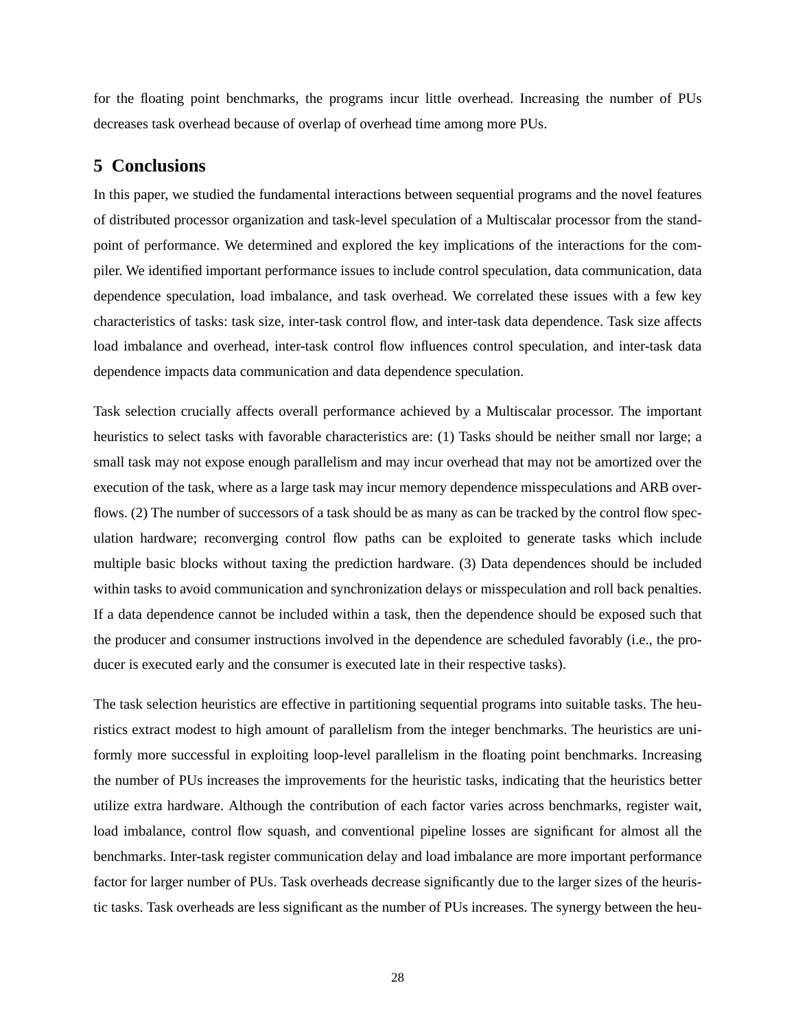for the floating point benchmarks, the programs incur little overhead. Increasing the number of PUs decreases task overhead because of overlap of overhead time among more PUs.

## 5 Conclusions

In this paper, we studied the fundamental interactions between sequential programs and the novel features of distributed processor organization and task-level speculation of a Multiscalar processor from the standpoint of performance. We determined and explored the key implications of the interactions for the compiler. We identified important performance issues to include control speculation, data communication, data dependence speculation, load imbalance, and task overhead. We correlated these issues with a few key characteristics of tasks: task size, inter-task control flow, and inter-task data dependence. Task size affects load imbalance and overhead, inter-task control flow influences control speculation, and inter-task data dependence impacts data communication and data dependence speculation.

Task selection crucially affects overall performance achieved by a Multiscalar processor. The important heuristics to select tasks with favorable characteristics are: (1) Tasks should be neither small nor large; a small task may not expose enough parallelism and may incur overhead that may not be amortized over the execution of the task, where as a large task may incur memory dependence misspeculations and ARB overflows. (2) The number of successors of a task should be as many as can be tracked by the control flow speculation hardware; reconverging control flow paths can be exploited to generate tasks which include multiple basic blocks without taxing the prediction hardware. (3) Data dependences should be included within tasks to avoid communication and synchronization delays or misspeculation and roll back penalties. If a data dependence cannot be included within a task, then the dependence should be exposed such that the producer and consumer instructions involved in the dependence are scheduled favorably (i.e., the producer is executed early and the consumer is executed late in their respective tasks).

The task selection heuristics are effective in partitioning sequential programs into suitable tasks. The heuristics extract modest to high amount of parallelism from the integer benchmarks. The heuristics are uniformly more successful in exploiting loop-level parallelism in the floating point benchmarks. Increasing the number of PUs increases the improvements for the heuristic tasks, indicating that the heuristics better utilize extra hardware. Although the contribution of each factor varies across benchmarks, register wait, load imbalance, control flow squash, and conventional pipeline losses are significant for almost all the benchmarks. Inter-task register communication delay and load imbalance are more important performance factor for larger number of PUs. Task overheads decrease significantly due to the larger sizes of the heuristic tasks. Task overheads are less significant as the number of PUs increases. The synergy between the heu-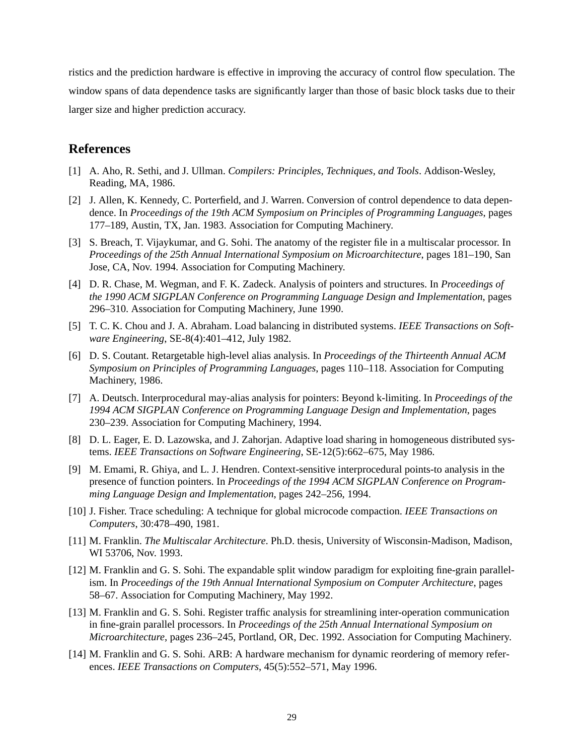ristics and the prediction hardware is effective in improving the accuracy of control flow speculation. The window spans of data dependence tasks are significantly larger than those of basic block tasks due to their larger size and higher prediction accuracy.

## References

[1] A. Aho, R. Sethi, and J. Ullman. *Compilers: Principles, Techniques, and Tools*. Addison-Wesley, Reading, MA, 1986.

[2] J. Allen, K. Kennedy, C. Porterfield, and J. Warren. Conversion of control dependence to data dependence. In *Proceedings of the 19th ACM Symposium on Principles of Programming Languages*, pages 177–189, Austin, TX, Jan. 1983. Association for Computing Machinery.

[3] S. Breach, T. Vijaykumar, and G. Sohi. The anatomy of the register file in a multiscalar processor. In *Proceedings of the 25th Annual International Symposium on Microarchitecture*, pages 181–190, San Jose, CA, Nov. 1994. Association for Computing Machinery.

[4] D. R. Chase, M. Wegman, and F. K. Zadeck. Analysis of pointers and structures. In *Proceedings of the 1990 ACM SIGPLAN Conference on Programming Language Design and Implementation*, pages 296–310. Association for Computing Machinery, June 1990.

[5] T. C. K. Chou and J. A. Abraham. Load balancing in distributed systems. *IEEE Transactions on Software Engineering*, SE-8(4):401–412, July 1982.

[6] D. S. Coutant. Retargetable high-level alias analysis. In *Proceedings of the Thirteenth Annual ACM Symposium on Principles of Programming Languages*, pages 110–118. Association for Computing Machinery, 1986.

[7] A. Deutsch. Interprocedural may-alias analysis for pointers: Beyond k-limiting. In *Proceedings of the 1994 ACM SIGPLAN Conference on Programming Language Design and Implementation*, pages 230–239. Association for Computing Machinery, 1994.

[8] D. L. Eager, E. D. Lazowska, and J. Zahorjan. Adaptive load sharing in homogeneous distributed systems. *IEEE Transactions on Software Engineering*, SE-12(5):662–675, May 1986.

[9] M. Emami, R. Ghiya, and L. J. Hendren. Context-sensitive interprocedural points-to analysis in the presence of function pointers. In *Proceedings of the 1994 ACM SIGPLAN Conference on Programming Language Design and Implementation*, pages 242–256, 1994.

[10] J. Fisher. Trace scheduling: A technique for global microcode compaction. *IEEE Transactions on Computers*, 30:478–490, 1981.

[11] M. Franklin. *The Multiscalar Architecture*. Ph.D. thesis, University of Wisconsin-Madison, Madison, WI 53706, Nov. 1993.

[12] M. Franklin and G. S. Sohi. The expandable split window paradigm for exploiting fine-grain parallelism. In *Proceedings of the 19th Annual International Symposium on Computer Architecture*, pages 58–67. Association for Computing Machinery, May 1992.

[13] M. Franklin and G. S. Sohi. Register traffic analysis for streamlining inter-operation communication in fine-grain parallel processors. In *Proceedings of the 25th Annual International Symposium on Microarchitecture*, pages 236–245, Portland, OR, Dec. 1992. Association for Computing Machinery.

[14] M. Franklin and G. S. Sohi. ARB: A hardware mechanism for dynamic reordering of memory references. *IEEE Transactions on Computers*, 45(5):552–571, May 1996.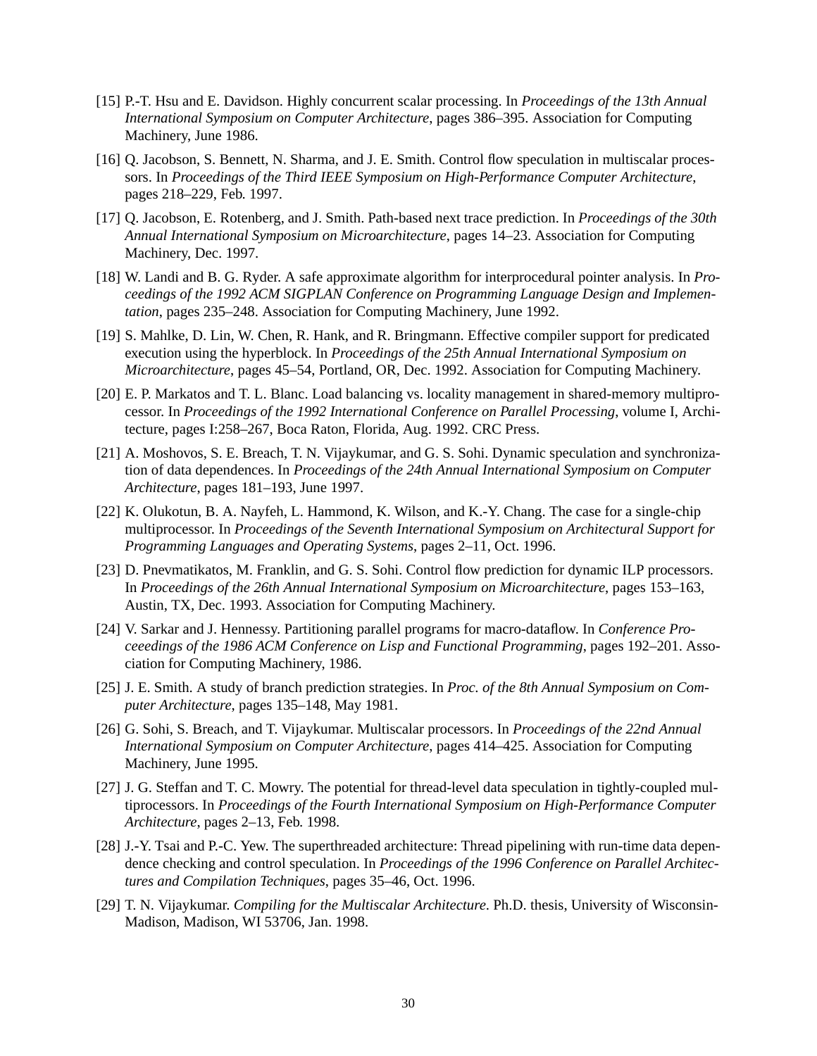[15] P.-T. Hsu and E. Davidson. Highly concurrent scalar processing. In *Proceedings of the 13th Annual International Symposium on Computer Architecture*, pages 386–395. Association for Computing Machinery, June 1986.

[16] Q. Jacobson, S. Bennett, N. Sharma, and J. E. Smith. Control flow speculation in multiscalar processors. In *Proceedings of the Third IEEE Symposium on High-Performance Computer Architecture*, pages 218–229, Feb. 1997.

[17] Q. Jacobson, E. Rotenberg, and J. Smith. Path-based next trace prediction. In *Proceedings of the 30th Annual International Symposium on Microarchitecture*, pages 14–23. Association for Computing Machinery, Dec. 1997.

[18] W. Landi and B. G. Ryder. A safe approximate algorithm for interprocedural pointer analysis. In *Proceedings of the 1992 ACM SIGPLAN Conference on Programming Language Design and Implementation*, pages 235–248. Association for Computing Machinery, June 1992.

[19] S. Mahlke, D. Lin, W. Chen, R. Hank, and R. Bringmann. Effective compiler support for predicated execution using the hyperblock. In *Proceedings of the 25th Annual International Symposium on Microarchitecture*, pages 45–54, Portland, OR, Dec. 1992. Association for Computing Machinery.

[20] E. P. Markatos and T. L. Blanc. Load balancing vs. locality management in shared-memory multiprocessor. In *Proceedings of the 1992 International Conference on Parallel Processing*, volume I, Architecture, pages I:258–267, Boca Raton, Florida, Aug. 1992. CRC Press.

[21] A. Moshovos, S. E. Breach, T. N. Vijaykumar, and G. S. Sohi. Dynamic speculation and synchronization of data dependences. In *Proceedings of the 24th Annual International Symposium on Computer Architecture*, pages 181–193, June 1997.

[22] K. Olukotun, B. A. Nayfeh, L. Hammond, K. Wilson, and K.-Y. Chang. The case for a single-chip multiprocessor. In *Proceedings of the Seventh International Symposium on Architectural Support for Programming Languages and Operating Systems*, pages 2–11, Oct. 1996.

[23] D. Pnevmatikatos, M. Franklin, and G. S. Sohi. Control flow prediction for dynamic ILP processors. In *Proceedings of the 26th Annual International Symposium on Microarchitecture*, pages 153–163, Austin, TX, Dec. 1993. Association for Computing Machinery.

[24] V. Sarkar and J. Hennessy. Partitioning parallel programs for macro-dataflow. In *Conference Proceeedings of the 1986 ACM Conference on Lisp and Functional Programming*, pages 192–201. Association for Computing Machinery, 1986.

[25] J. E. Smith. A study of branch prediction strategies. In *Proc. of the 8th Annual Symposium on Computer Architecture*, pages 135–148, May 1981.

[26] G. Sohi, S. Breach, and T. Vijaykumar. Multiscalar processors. In *Proceedings of the 22nd Annual International Symposium on Computer Architecture*, pages 414–425. Association for Computing Machinery, June 1995.

[27] J. G. Steffan and T. C. Mowry. The potential for thread-level data speculation in tightly-coupled multiprocessors. In *Proceedings of the Fourth International Symposium on High-Performance Computer Architecture*, pages 2–13, Feb. 1998.

[28] J.-Y. Tsai and P.-C. Yew. The superthreaded architecture: Thread pipelining with run-time data dependence checking and control speculation. In *Proceedings of the 1996 Conference on Parallel Architectures and Compilation Techniques*, pages 35–46, Oct. 1996.

[29] T. N. Vijaykumar. *Compiling for the Multiscalar Architecture.* Ph.D. thesis, University of Wisconsin-Madison, Madison, WI 53706, Jan. 1998.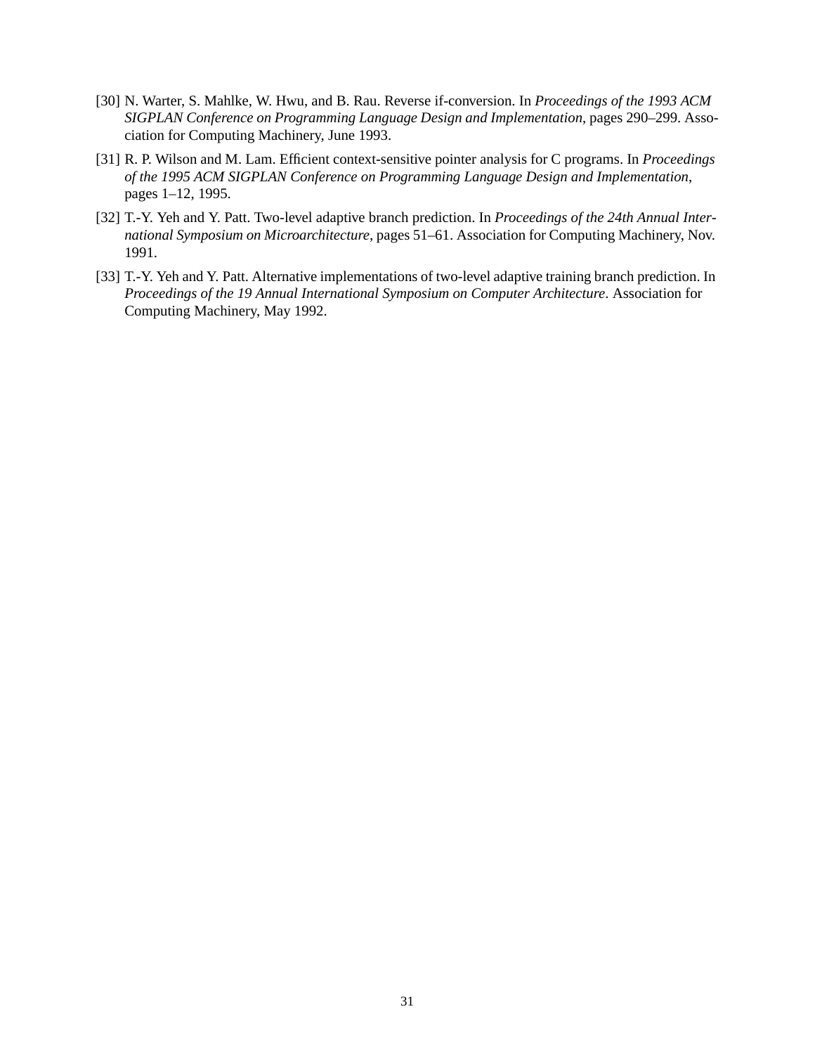[30] N. Warter, S. Mahlke, W. Hwu, and B. Rau. Reverse if-conversion. In *Proceedings of the 1993 ACM SIGPLAN Conference on Programming Language Design and Implementation*, pages 290–299. Association for Computing Machinery, June 1993.

[31] R. P. Wilson and M. Lam. Efficient context-sensitive pointer analysis for C programs. In *Proceedings of the 1995 ACM SIGPLAN Conference on Programming Language Design and Implementation*, pages 1–12, 1995.

[32] T.-Y. Yeh and Y. Patt. Two-level adaptive branch prediction. In *Proceedings of the 24th Annual International Symposium on Microarchitecture*, pages 51–61. Association for Computing Machinery, Nov. 1991.

[33] T.-Y. Yeh and Y. Patt. Alternative implementations of two-level adaptive training branch prediction. In *Proceedings of the 19 Annual International Symposium on Computer Architecture*. Association for Computing Machinery, May 1992.